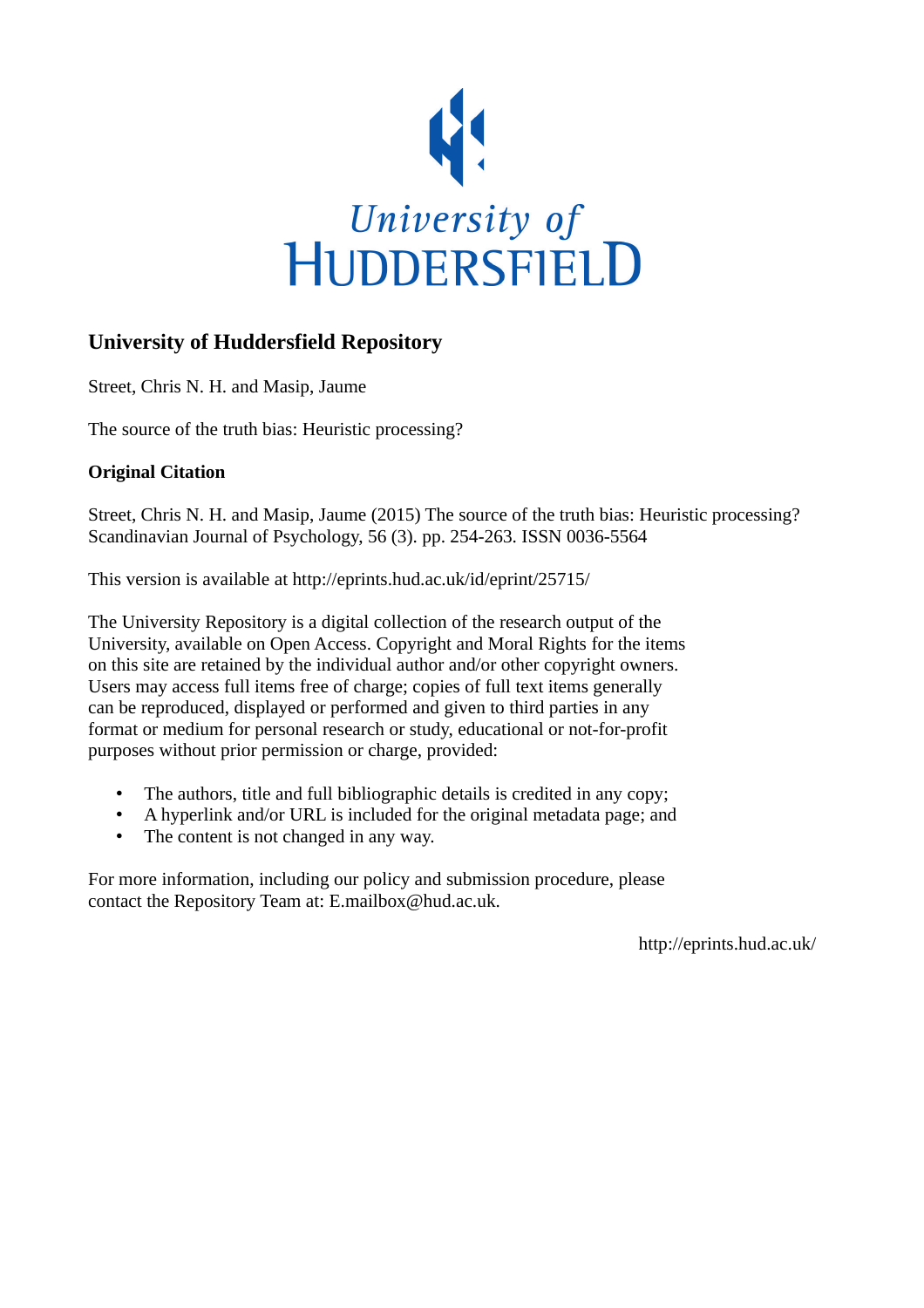University of HUDDERSFIELD

## University of Huddersfield Repository

Street, Chris N. H. and Masip, Jaume

The source of the truth bias: Heuristic processing?

### Original Citation

Street, Chris N. H. and Masip, Jaume (2015) The source of the truth bias: Heuristic processing? Scandinavian Journal of Psychology, 56 (3). pp. 254-263. ISSN 0036-5564

This version is available at http://eprints.hud.ac.uk/id/eprint/25715/

The University Repository is a digital collection of the research output of the University, available on Open Access. Copyright and Moral Rights for the items on this site are retained by the individual author and/or other copyright owners. Users may access full items free of charge; copies of full text items generally can be reproduced, displayed or performed and given to third parties in any format or medium for personal research or study, educational or not-for-profit purposes without prior permission or charge, provided:

- The authors, title and full bibliographic details is credited in any copy;
- A hyperlink and/or URL is included for the original metadata page; and
- The content is not changed in any way.

For more information, including our policy and submission procedure, please contact the Repository Team at: E.mailbox@hud.ac.uk.

http://eprints.hud.ac.uk/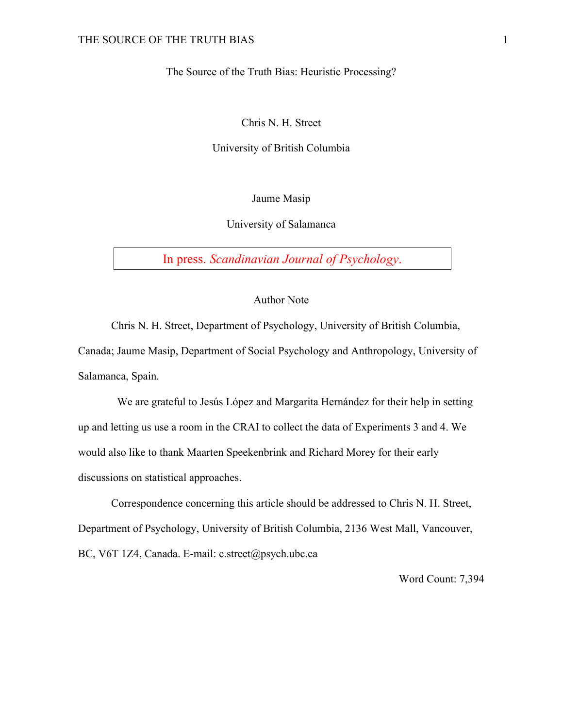The Source of the Truth Bias: Heuristic Processing?

Chris N. H. Street

University of British Columbia

Jaume Masip

University of Salamanca

In press. *Scandinavian Journal of Psychology*.

Author Note

Chris N. H. Street, Department of Psychology, University of British Columbia, Canada; Jaume Masip, Department of Social Psychology and Anthropology, University of Salamanca, Spain.

We are grateful to Jesús López and Margarita Hernández for their help in setting up and letting us use a room in the CRAI to collect the data of Experiments 3 and 4. We would also like to thank Maarten Speekenbrink and Richard Morey for their early discussions on statistical approaches.

Correspondence concerning this article should be addressed to Chris N. H. Street, Department of Psychology, University of British Columbia, 2136 West Mall, Vancouver, BC, V6T 1Z4, Canada. E-mail: c.street@psych.ubc.ca

Word Count: 7,394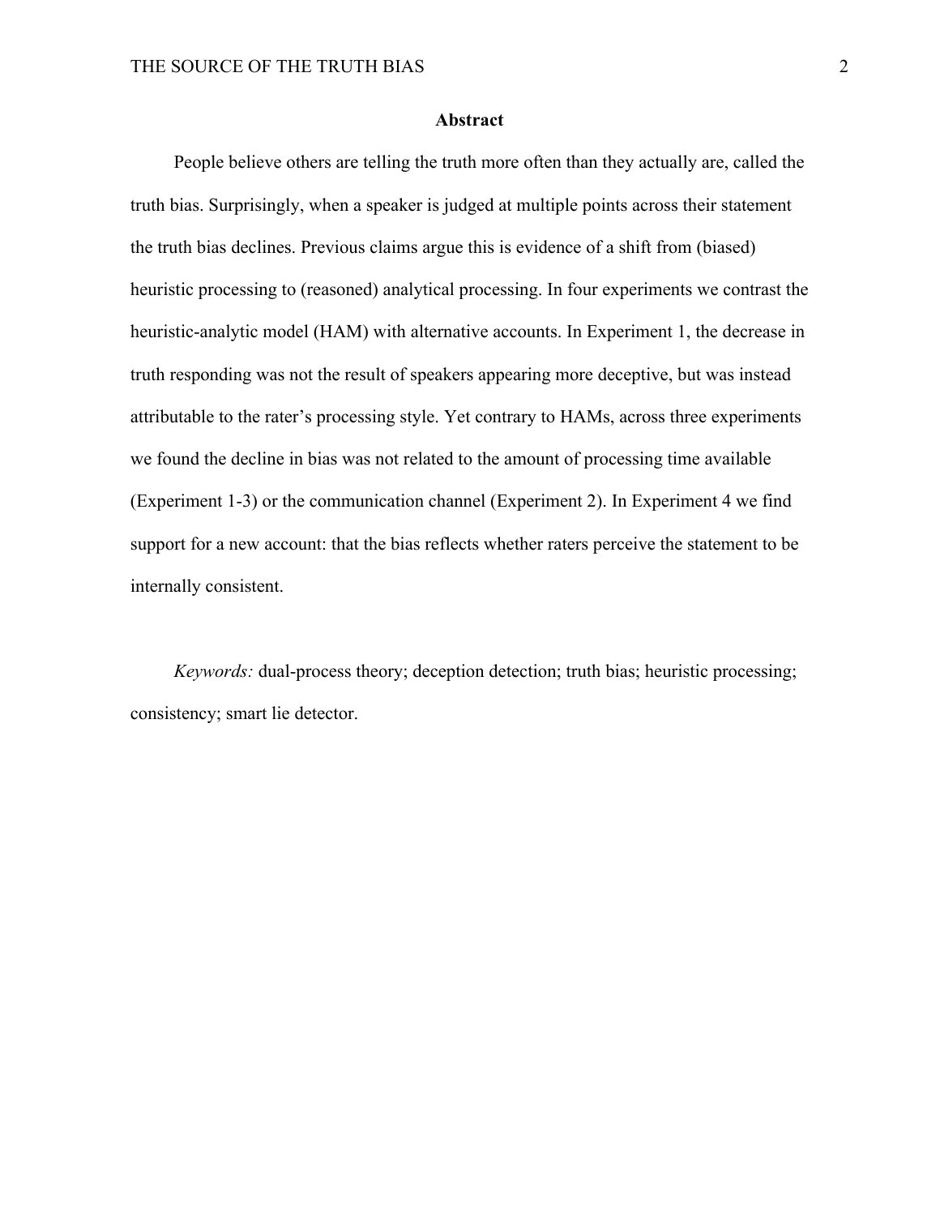## Abstract

People believe others are telling the truth more often than they actually are, called the truth bias. Surprisingly, when a speaker is judged at multiple points across their statement the truth bias declines. Previous claims argue this is evidence of a shift from (biased) heuristic processing to (reasoned) analytical processing. In four experiments we contrast the heuristic-analytic model (HAM) with alternative accounts. In Experiment 1, the decrease in truth responding was not the result of speakers appearing more deceptive, but was instead attributable to the rater's processing style. Yet contrary to HAMs, across three experiments we found the decline in bias was not related to the amount of processing time available (Experiment 1-3) or the communication channel (Experiment 2). In Experiment 4 we find support for a new account: that the bias reflects whether raters perceive the statement to be internally consistent.

*Keywords:* dual-process theory; deception detection; truth bias; heuristic processing; consistency; smart lie detector.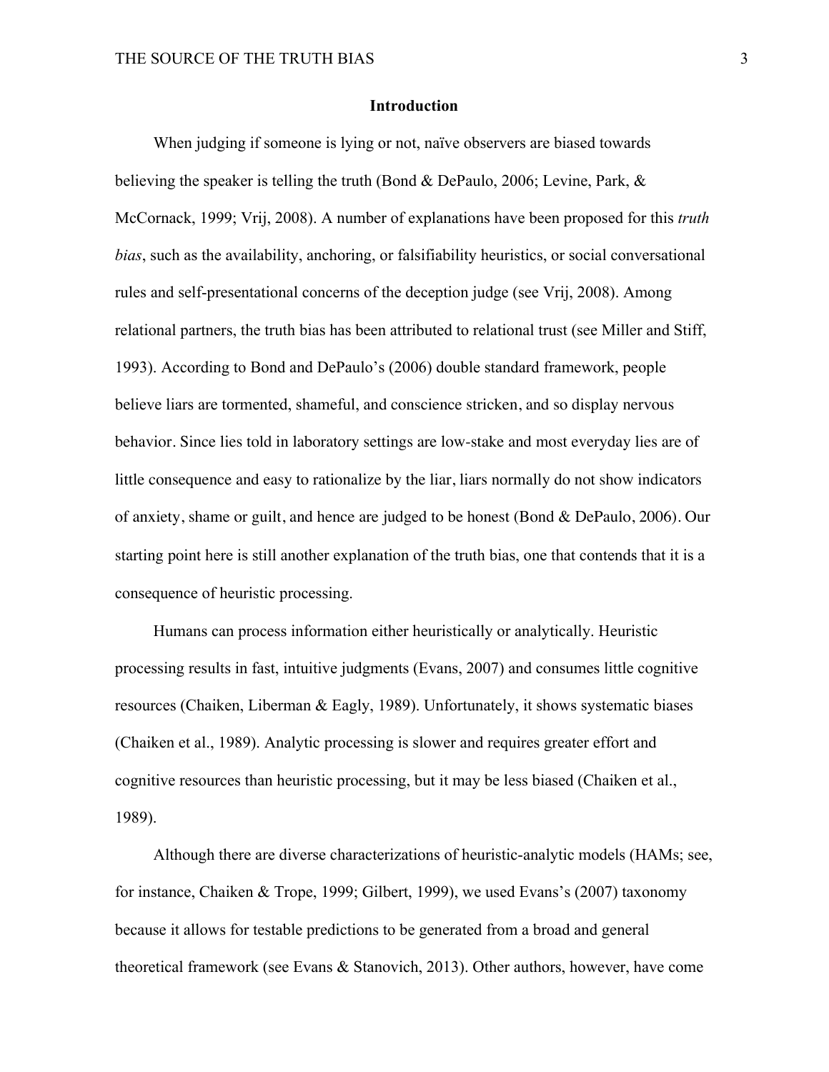## Introduction

When judging if someone is lying or not, naïve observers are biased towards believing the speaker is telling the truth (Bond & DePaulo, 2006; Levine, Park, & McCornack, 1999; Vrij, 2008). A number of explanations have been proposed for this *truth bias*, such as the availability, anchoring, or falsifiability heuristics, or social conversational rules and self-presentational concerns of the deception judge (see Vrij, 2008). Among relational partners, the truth bias has been attributed to relational trust (see Miller and Stiff, 1993). According to Bond and DePaulo's (2006) double standard framework, people believe liars are tormented, shameful, and conscience stricken, and so display nervous behavior. Since lies told in laboratory settings are low-stake and most everyday lies are of little consequence and easy to rationalize by the liar, liars normally do not show indicators of anxiety, shame or guilt, and hence are judged to be honest (Bond & DePaulo, 2006). Our starting point here is still another explanation of the truth bias, one that contends that it is a consequence of heuristic processing.

Humans can process information either heuristically or analytically. Heuristic processing results in fast, intuitive judgments (Evans, 2007) and consumes little cognitive resources (Chaiken, Liberman & Eagly, 1989). Unfortunately, it shows systematic biases (Chaiken et al., 1989). Analytic processing is slower and requires greater effort and cognitive resources than heuristic processing, but it may be less biased (Chaiken et al., 1989).

Although there are diverse characterizations of heuristic-analytic models (HAMs; see, for instance, Chaiken & Trope, 1999; Gilbert, 1999), we used Evans's (2007) taxonomy because it allows for testable predictions to be generated from a broad and general theoretical framework (see Evans & Stanovich, 2013). Other authors, however, have come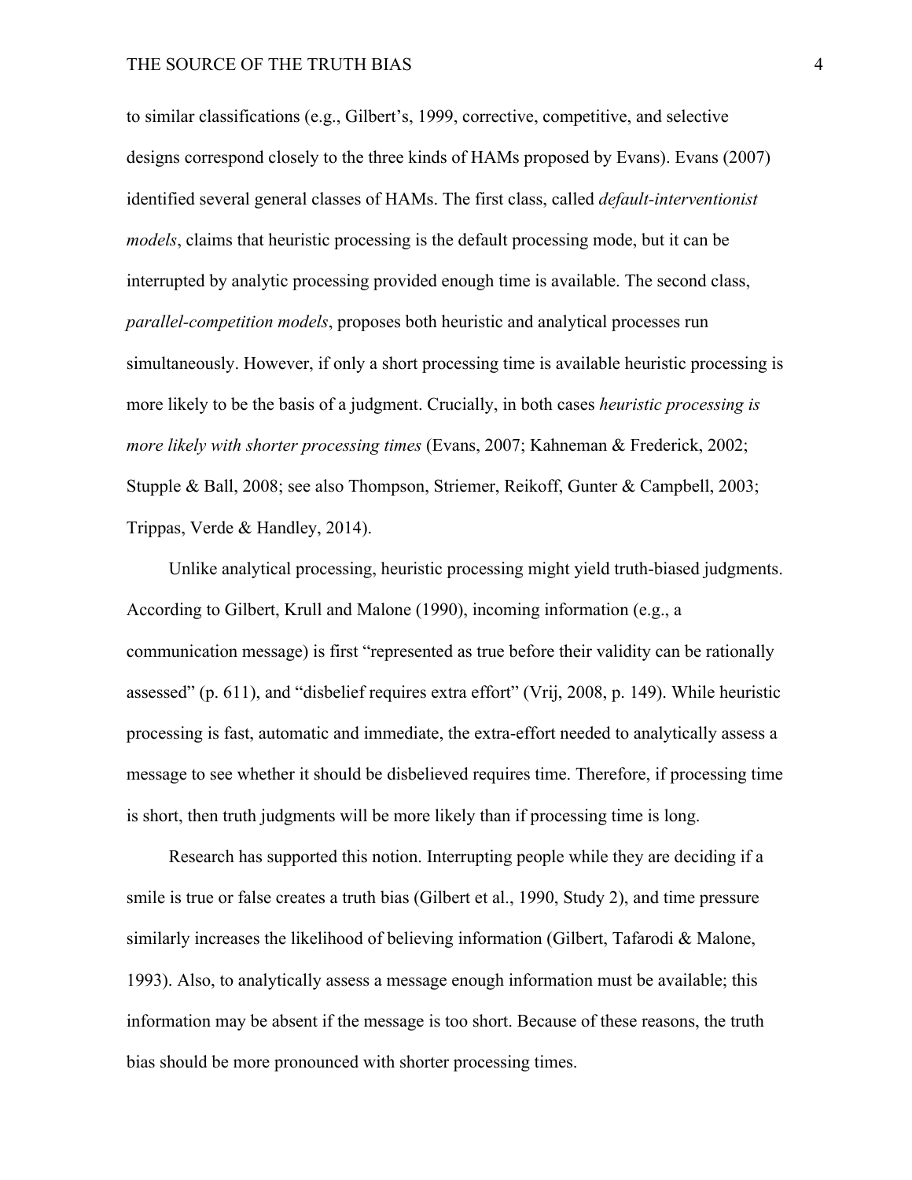to similar classifications (e.g., Gilbert's, 1999, corrective, competitive, and selective designs correspond closely to the three kinds of HAMs proposed by Evans). Evans (2007) identified several general classes of HAMs. The first class, called *default-interventionist models*, claims that heuristic processing is the default processing mode, but it can be interrupted by analytic processing provided enough time is available. The second class, *parallel-competition models*, proposes both heuristic and analytical processes run simultaneously. However, if only a short processing time is available heuristic processing is more likely to be the basis of a judgment. Crucially, in both cases *heuristic processing is more likely with shorter processing times* (Evans, 2007; Kahneman & Frederick, 2002; Stupple & Ball, 2008; see also Thompson, Striemer, Reikoff, Gunter & Campbell, 2003; Trippas, Verde & Handley, 2014).

Unlike analytical processing, heuristic processing might yield truth-biased judgments. According to Gilbert, Krull and Malone (1990), incoming information (e.g., a communication message) is first "represented as true before their validity can be rationally assessed" (p. 611), and "disbelief requires extra effort" (Vrij, 2008, p. 149). While heuristic processing is fast, automatic and immediate, the extra-effort needed to analytically assess a message to see whether it should be disbelieved requires time. Therefore, if processing time is short, then truth judgments will be more likely than if processing time is long.

Research has supported this notion. Interrupting people while they are deciding if a smile is true or false creates a truth bias (Gilbert et al., 1990, Study 2), and time pressure similarly increases the likelihood of believing information (Gilbert, Tafarodi & Malone, 1993). Also, to analytically assess a message enough information must be available; this information may be absent if the message is too short. Because of these reasons, the truth bias should be more pronounced with shorter processing times.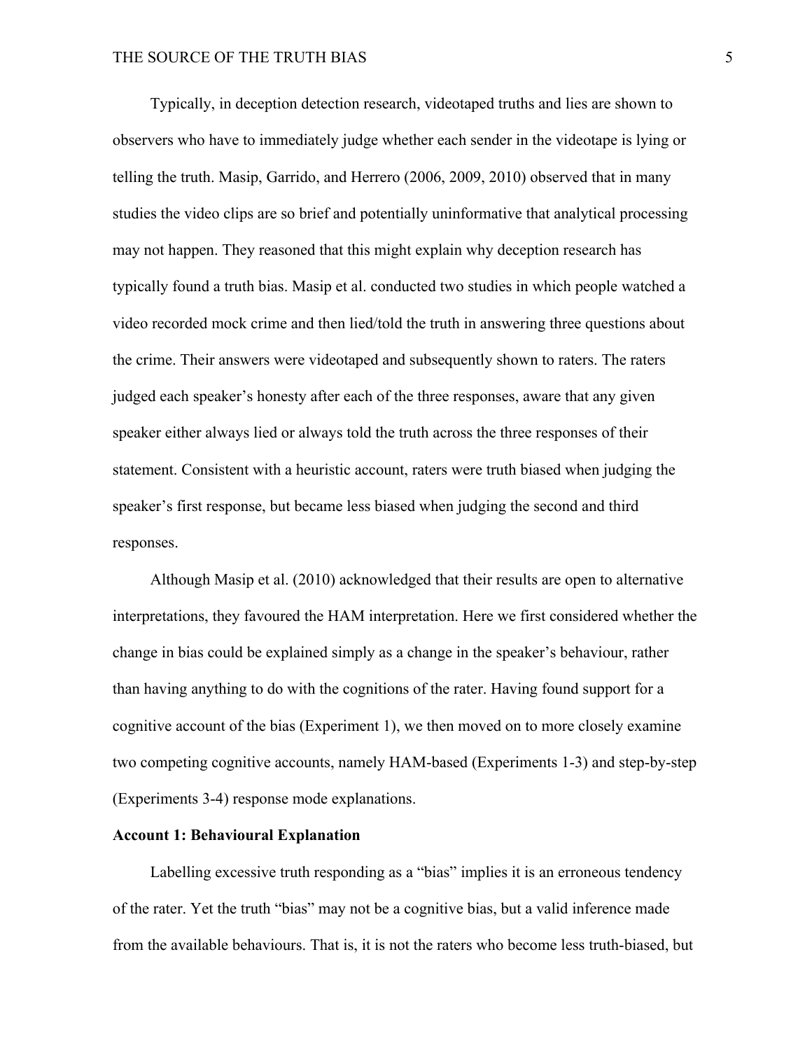Typically, in deception detection research, videotaped truths and lies are shown to observers who have to immediately judge whether each sender in the videotape is lying or telling the truth. Masip, Garrido, and Herrero (2006, 2009, 2010) observed that in many studies the video clips are so brief and potentially uninformative that analytical processing may not happen. They reasoned that this might explain why deception research has typically found a truth bias. Masip et al. conducted two studies in which people watched a video recorded mock crime and then lied/told the truth in answering three questions about the crime. Their answers were videotaped and subsequently shown to raters. The raters judged each speaker's honesty after each of the three responses, aware that any given speaker either always lied or always told the truth across the three responses of their statement. Consistent with a heuristic account, raters were truth biased when judging the speaker's first response, but became less biased when judging the second and third responses.

Although Masip et al. (2010) acknowledged that their results are open to alternative interpretations, they favoured the HAM interpretation. Here we first considered whether the change in bias could be explained simply as a change in the speaker's behaviour, rather than having anything to do with the cognitions of the rater. Having found support for a cognitive account of the bias (Experiment 1), we then moved on to more closely examine two competing cognitive accounts, namely HAM-based (Experiments 1-3) and step-by-step (Experiments 3-4) response mode explanations.

**Account 1: Behavioural Explanation**

Labelling excessive truth responding as a "bias" implies it is an erroneous tendency of the rater. Yet the truth "bias" may not be a cognitive bias, but a valid inference made from the available behaviours. That is, it is not the raters who become less truth-biased, but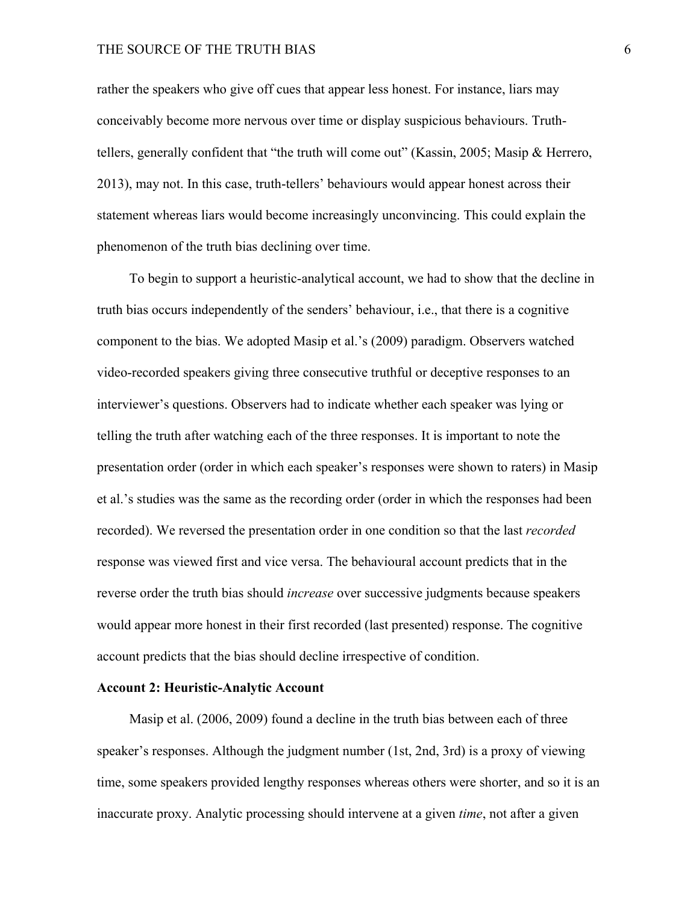rather the speakers who give off cues that appear less honest. For instance, liars may conceivably become more nervous over time or display suspicious behaviours. Truth-tellers, generally confident that "the truth will come out" (Kassin, 2005; Masip & Herrero, 2013), may not. In this case, truth-tellers' behaviours would appear honest across their statement whereas liars would become increasingly unconvincing. This could explain the phenomenon of the truth bias declining over time.

To begin to support a heuristic-analytical account, we had to show that the decline in truth bias occurs independently of the senders' behaviour, i.e., that there is a cognitive component to the bias. We adopted Masip et al.'s (2009) paradigm. Observers watched video-recorded speakers giving three consecutive truthful or deceptive responses to an interviewer's questions. Observers had to indicate whether each speaker was lying or telling the truth after watching each of the three responses. It is important to note the presentation order (order in which each speaker's responses were shown to raters) in Masip et al.'s studies was the same as the recording order (order in which the responses had been recorded). We reversed the presentation order in one condition so that the last *recorded* response was viewed first and vice versa. The behavioural account predicts that in the reverse order the truth bias should *increase* over successive judgments because speakers would appear more honest in their first recorded (last presented) response. The cognitive account predicts that the bias should decline irrespective of condition.

**Account 2: Heuristic-Analytic Account**

Masip et al. (2006, 2009) found a decline in the truth bias between each of three speaker's responses. Although the judgment number (1st, 2nd, 3rd) is a proxy of viewing time, some speakers provided lengthy responses whereas others were shorter, and so it is an inaccurate proxy. Analytic processing should intervene at a given *time*, not after a given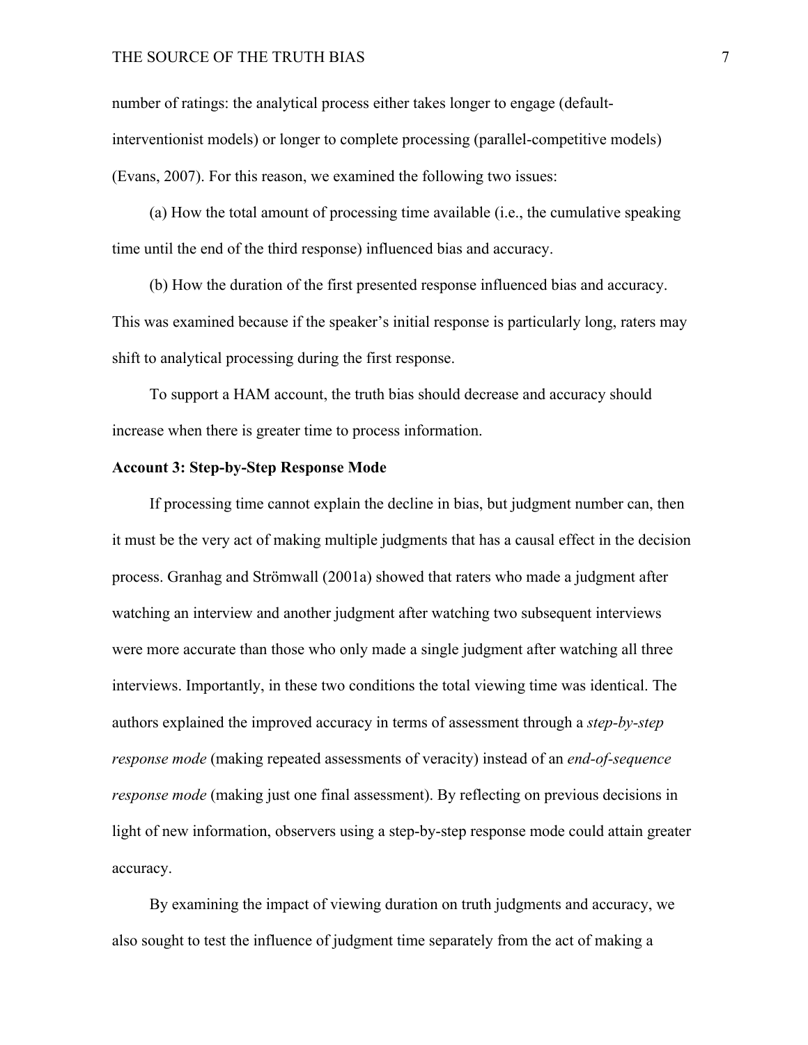number of ratings: the analytical process either takes longer to engage (default-interventionist models) or longer to complete processing (parallel-competitive models) (Evans, 2007). For this reason, we examined the following two issues:

(a) How the total amount of processing time available (i.e., the cumulative speaking time until the end of the third response) influenced bias and accuracy.

(b) How the duration of the first presented response influenced bias and accuracy. This was examined because if the speaker's initial response is particularly long, raters may shift to analytical processing during the first response.

To support a HAM account, the truth bias should decrease and accuracy should increase when there is greater time to process information.

**Account 3: Step-by-Step Response Mode**

If processing time cannot explain the decline in bias, but judgment number can, then it must be the very act of making multiple judgments that has a causal effect in the decision process. Granhag and Strömwall (2001a) showed that raters who made a judgment after watching an interview and another judgment after watching two subsequent interviews were more accurate than those who only made a single judgment after watching all three interviews. Importantly, in these two conditions the total viewing time was identical. The authors explained the improved accuracy in terms of assessment through a *step-by-step response mode* (making repeated assessments of veracity) instead of an *end-of-sequence response mode* (making just one final assessment). By reflecting on previous decisions in light of new information, observers using a step-by-step response mode could attain greater accuracy.

By examining the impact of viewing duration on truth judgments and accuracy, we also sought to test the influence of judgment time separately from the act of making a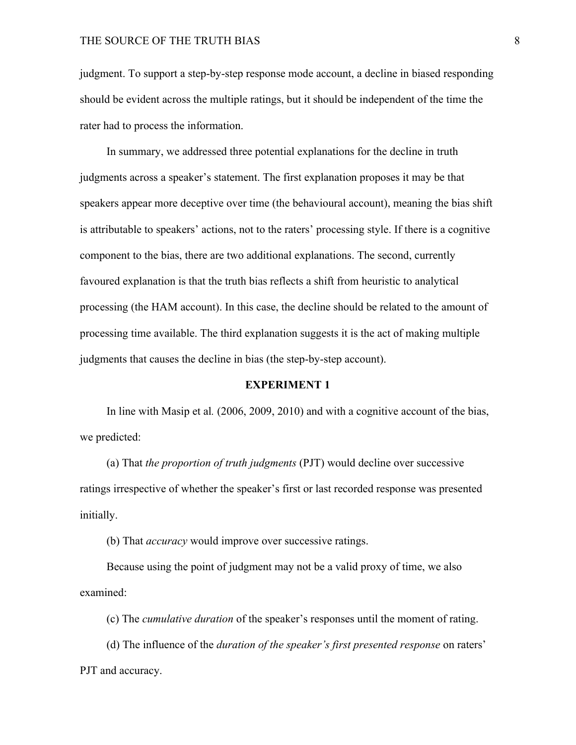judgment. To support a step-by-step response mode account, a decline in biased responding should be evident across the multiple ratings, but it should be independent of the time the rater had to process the information.

In summary, we addressed three potential explanations for the decline in truth judgments across a speaker's statement. The first explanation proposes it may be that speakers appear more deceptive over time (the behavioural account), meaning the bias shift is attributable to speakers' actions, not to the raters' processing style. If there is a cognitive component to the bias, there are two additional explanations. The second, currently favoured explanation is that the truth bias reflects a shift from heuristic to analytical processing (the HAM account). In this case, the decline should be related to the amount of processing time available. The third explanation suggests it is the act of making multiple judgments that causes the decline in bias (the step-by-step account).

## EXPERIMENT 1

In line with Masip et al*.* (2006, 2009, 2010) and with a cognitive account of the bias, we predicted:

(a) That *the proportion of truth judgments* (PJT) would decline over successive ratings irrespective of whether the speaker's first or last recorded response was presented initially.

(b) That *accuracy* would improve over successive ratings.

Because using the point of judgment may not be a valid proxy of time, we also examined:

(c) The *cumulative duration* of the speaker's responses until the moment of rating.

(d) The influence of the *duration of the speaker's first presented response* on raters' PJT and accuracy.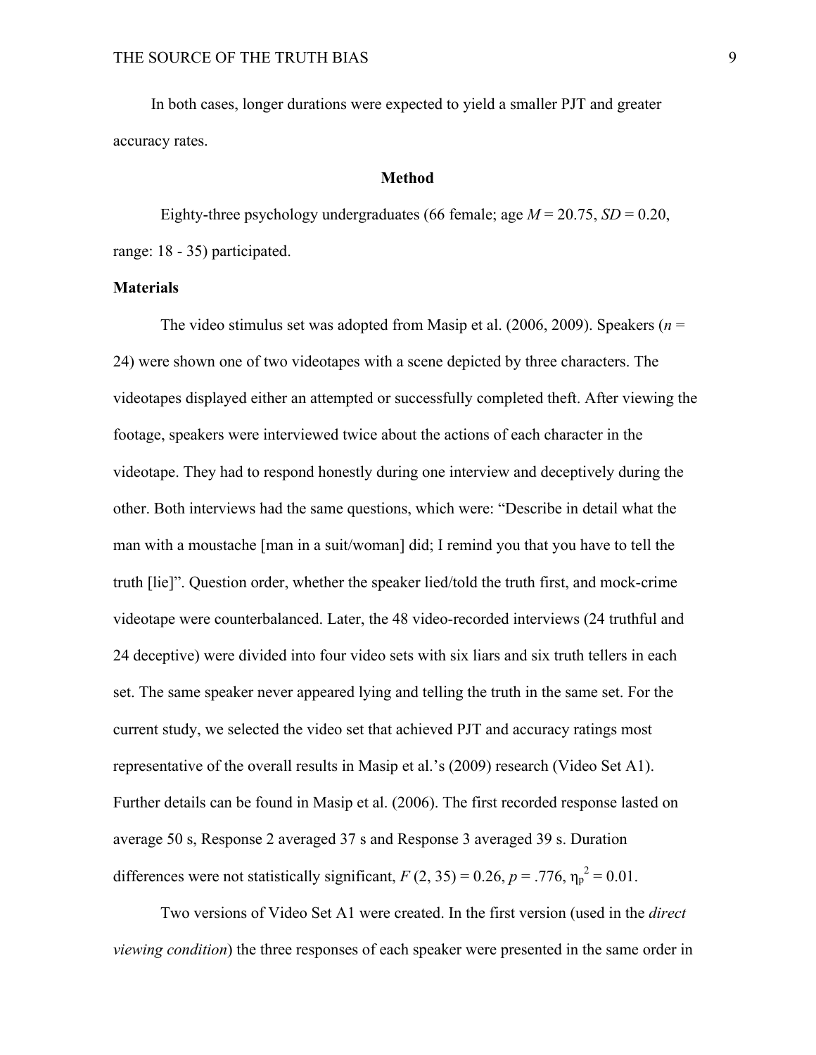In both cases, longer durations were expected to yield a smaller PJT and greater accuracy rates.

## Method

Eighty-three psychology undergraduates (66 female; age $M = 20.75$, $SD = 0.20$, range: 18 - 35) participated.

### Materials

The video stimulus set was adopted from Masip et al. (2006, 2009). Speakers ($n = 24$) were shown one of two videotapes with a scene depicted by three characters. The videotapes displayed either an attempted or successfully completed theft. After viewing the footage, speakers were interviewed twice about the actions of each character in the videotape. They had to respond honestly during one interview and deceptively during the other. Both interviews had the same questions, which were: "Describe in detail what the man with a moustache [man in a suit/woman] did; I remind you that you have to tell the truth [lie]". Question order, whether the speaker lied/told the truth first, and mock-crime videotape were counterbalanced. Later, the 48 video-recorded interviews (24 truthful and 24 deceptive) were divided into four video sets with six liars and six truth tellers in each set. The same speaker never appeared lying and telling the truth in the same set. For the current study, we selected the video set that achieved PJT and accuracy ratings most representative of the overall results in Masip et al.'s (2009) research (Video Set A1). Further details can be found in Masip et al. (2006). The first recorded response lasted on average 50 s, Response 2 averaged 37 s and Response 3 averaged 39 s. Duration differences were not statistically significant, $F(2, 35) = 0.26$, $p = .776$, $\eta_p^2 = 0.01$.

Two versions of Video Set A1 were created. In the first version (used in the *direct viewing condition*) the three responses of each speaker were presented in the same order in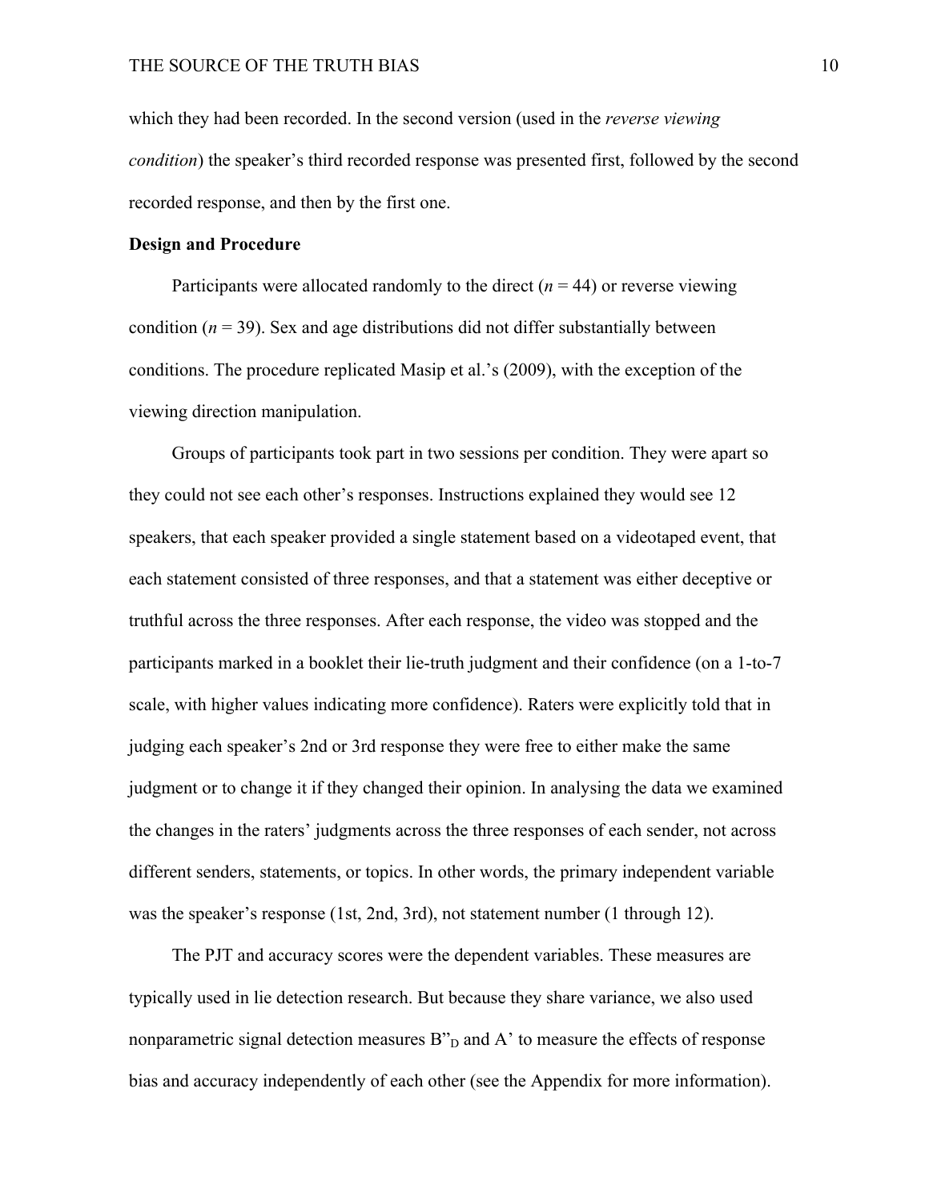which they had been recorded. In the second version (used in the *reverse viewing condition*) the speaker's third recorded response was presented first, followed by the second recorded response, and then by the first one.

**Design and Procedure**

Participants were allocated randomly to the direct ($n = 44$) or reverse viewing condition ($n = 39$). Sex and age distributions did not differ substantially between conditions. The procedure replicated Masip et al.'s (2009), with the exception of the viewing direction manipulation.

Groups of participants took part in two sessions per condition. They were apart so they could not see each other's responses. Instructions explained they would see 12 speakers, that each speaker provided a single statement based on a videotaped event, that each statement consisted of three responses, and that a statement was either deceptive or truthful across the three responses. After each response, the video was stopped and the participants marked in a booklet their lie-truth judgment and their confidence (on a 1-to-7 scale, with higher values indicating more confidence). Raters were explicitly told that in judging each speaker's 2nd or 3rd response they were free to either make the same judgment or to change it if they changed their opinion. In analysing the data we examined the changes in the raters' judgments across the three responses of each sender, not across different senders, statements, or topics. In other words, the primary independent variable was the speaker's response (1st, 2nd, 3rd), not statement number (1 through 12).

The PJT and accuracy scores were the dependent variables. These measures are typically used in lie detection research. But because they share variance, we also used nonparametric signal detection measures $B''_D$ and A' to measure the effects of response bias and accuracy independently of each other (see the Appendix for more information).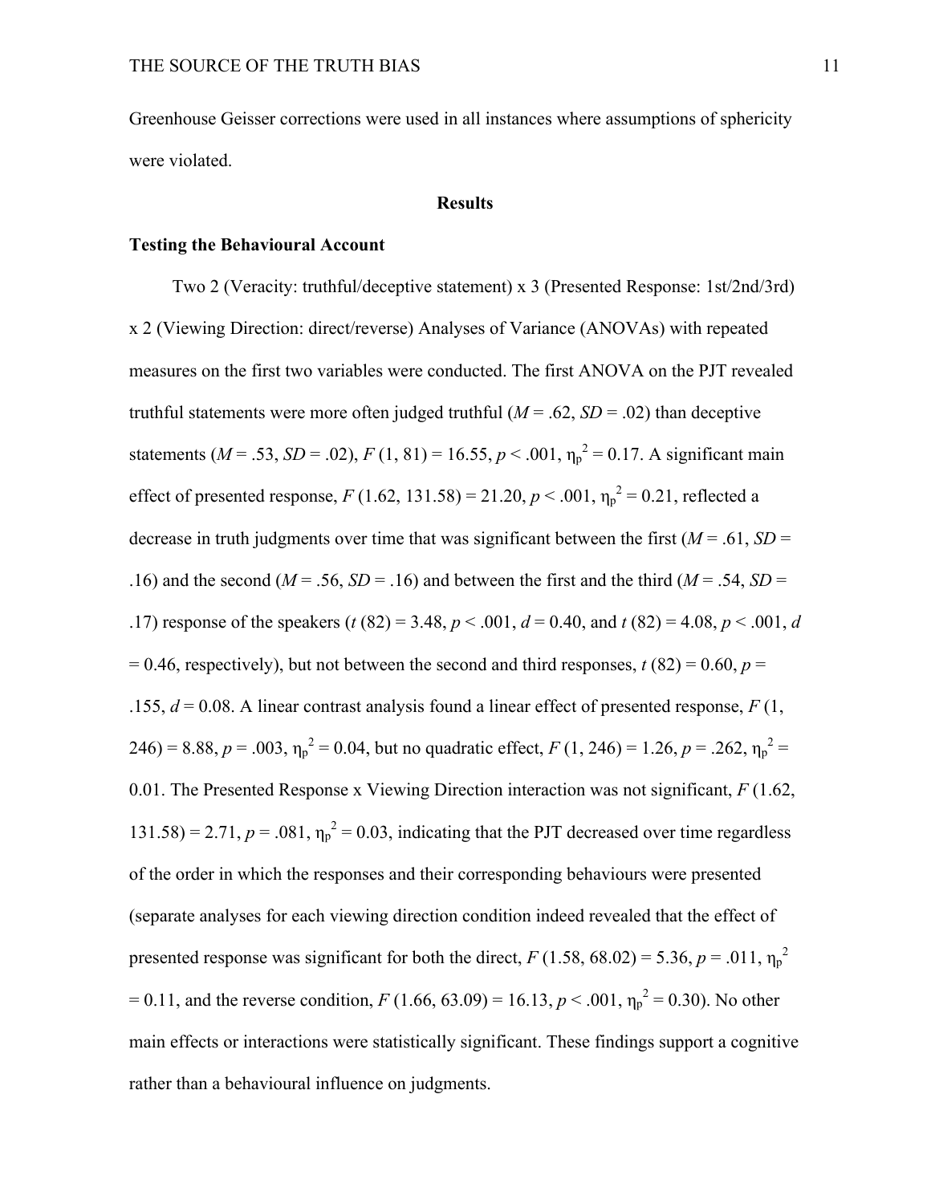Greenhouse Geisser corrections were used in all instances where assumptions of sphericity were violated.

## Results

### Testing the Behavioural Account

Two 2 (Veracity: truthful/deceptive statement) x 3 (Presented Response: 1st/2nd/3rd) x 2 (Viewing Direction: direct/reverse) Analyses of Variance (ANOVAs) with repeated measures on the first two variables were conducted. The first ANOVA on the PJT revealed truthful statements were more often judged truthful ($M$ = .62, $SD$ = .02) than deceptive statements ($M$ = .53, $SD$ = .02), $F$ (1, 81) = 16.55, $p$ < .001, $\eta_p^2$ = 0.17. A significant main effect of presented response, $F$ (1.62, 131.58) = 21.20, $p$ < .001, $\eta_p^2$ = 0.21, reflected a decrease in truth judgments over time that was significant between the first ($M$ = .61, $SD$ = .16) and the second ($M$ = .56, $SD$ = .16) and between the first and the third ($M$ = .54, $SD$ = .17) response of the speakers ($t$ (82) = 3.48, $p$ < .001, $d$ = 0.40, and $t$ (82) = 4.08, $p$ < .001, $d$ = 0.46, respectively), but not between the second and third responses, $t$ (82) = 0.60, $p$ = .155, $d$ = 0.08. A linear contrast analysis found a linear effect of presented response, $F$ (1, 246) = 8.88, $p$ = .003, $\eta_p^2$ = 0.04, but no quadratic effect, $F$ (1, 246) = 1.26, $p$ = .262, $\eta_p^2$ = 0.01. The Presented Response x Viewing Direction interaction was not significant, $F$ (1.62, 131.58) = 2.71, $p$ = .081, $\eta_p^2$ = 0.03, indicating that the PJT decreased over time regardless of the order in which the responses and their corresponding behaviours were presented (separate analyses for each viewing direction condition indeed revealed that the effect of presented response was significant for both the direct, $F$ (1.58, 68.02) = 5.36, $p$ = .011, $\eta_p^2$ = 0.11, and the reverse condition, $F$ (1.66, 63.09) = 16.13, $p$ < .001, $\eta_p^2$ = 0.30). No other main effects or interactions were statistically significant. These findings support a cognitive rather than a behavioural influence on judgments.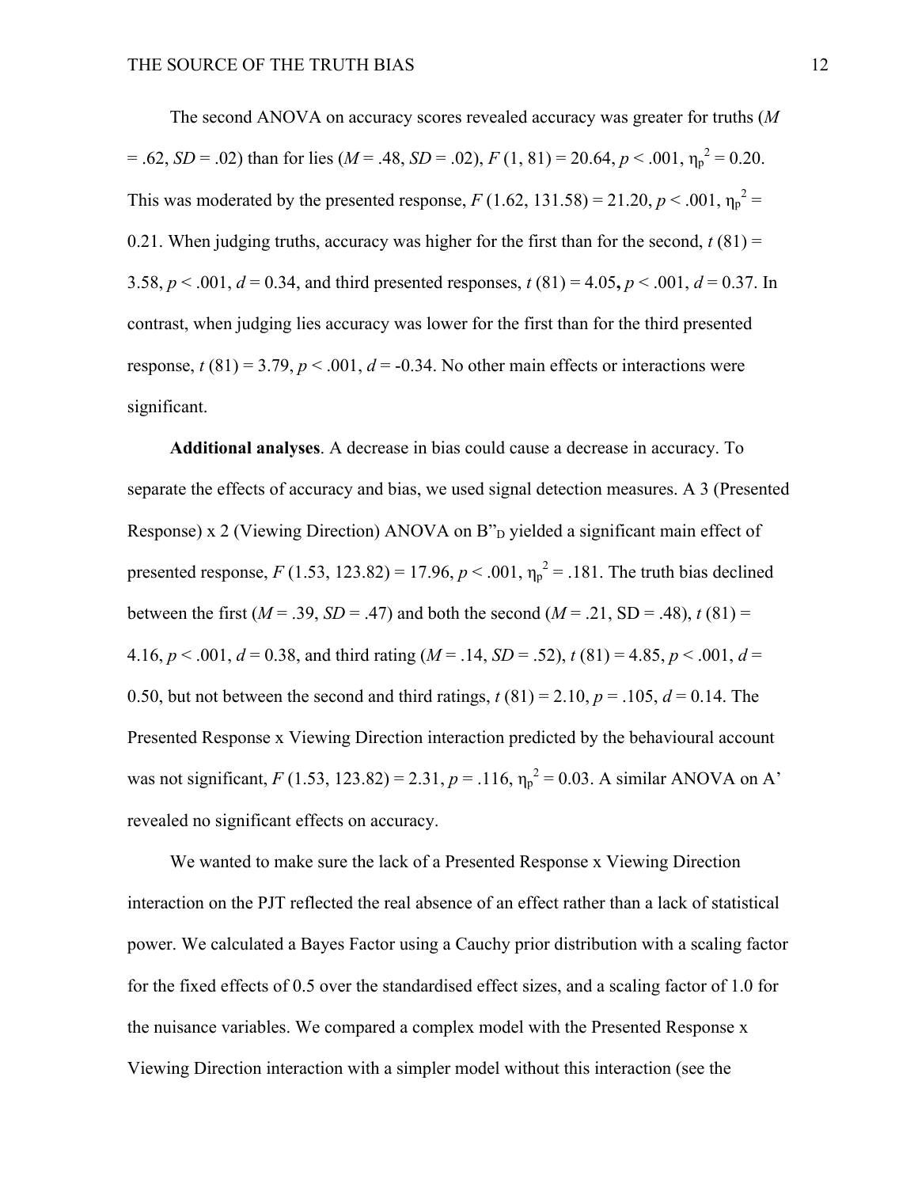The second ANOVA on accuracy scores revealed accuracy was greater for truths (*M* = .62, *SD* = .02) than for lies (*M* = .48, *SD* = .02), $F\ (1, 81) = 20.64$, $p < .001$, $\eta_p^2 = 0.20$. This was moderated by the presented response, $F\ (1.62, 131.58) = 21.20$, $p < .001$, $\eta_p^2 = 0.21$. When judging truths, accuracy was higher for the first than for the second, $t\ (81) = 3.58$, $p < .001$, $d = 0.34$, and third presented responses, $t\ (81) = 4.05$, $p < .001$, $d = 0.37$. In contrast, when judging lies accuracy was lower for the first than for the third presented response, $t\ (81) = 3.79$, $p < .001$, $d = -0.34$. No other main effects or interactions were significant.

**Additional analyses**. A decrease in bias could cause a decrease in accuracy. To separate the effects of accuracy and bias, we used signal detection measures. A 3 (Presented Response) x 2 (Viewing Direction) ANOVA on $B''_D$ yielded a significant main effect of presented response, $F\ (1.53, 123.82) = 17.96$, $p < .001$, $\eta_p^2 = .181$. The truth bias declined between the first (*M* = .39, *SD* = .47) and both the second (*M* = .21, SD = .48), $t\ (81) = 4.16$, $p < .001$, $d = 0.38$, and third rating (*M* = .14, *SD* = .52), $t\ (81) = 4.85$, $p < .001$, $d = 0.50$, but not between the second and third ratings, $t\ (81) = 2.10$, $p = .105$, $d = 0.14$. The Presented Response x Viewing Direction interaction predicted by the behavioural account was not significant, $F\ (1.53, 123.82) = 2.31$, $p = .116$, $\eta_p^2 = 0.03$. A similar ANOVA on A' revealed no significant effects on accuracy.

We wanted to make sure the lack of a Presented Response x Viewing Direction interaction on the PJT reflected the real absence of an effect rather than a lack of statistical power. We calculated a Bayes Factor using a Cauchy prior distribution with a scaling factor for the fixed effects of 0.5 over the standardised effect sizes, and a scaling factor of 1.0 for the nuisance variables. We compared a complex model with the Presented Response x Viewing Direction interaction with a simpler model without this interaction (see the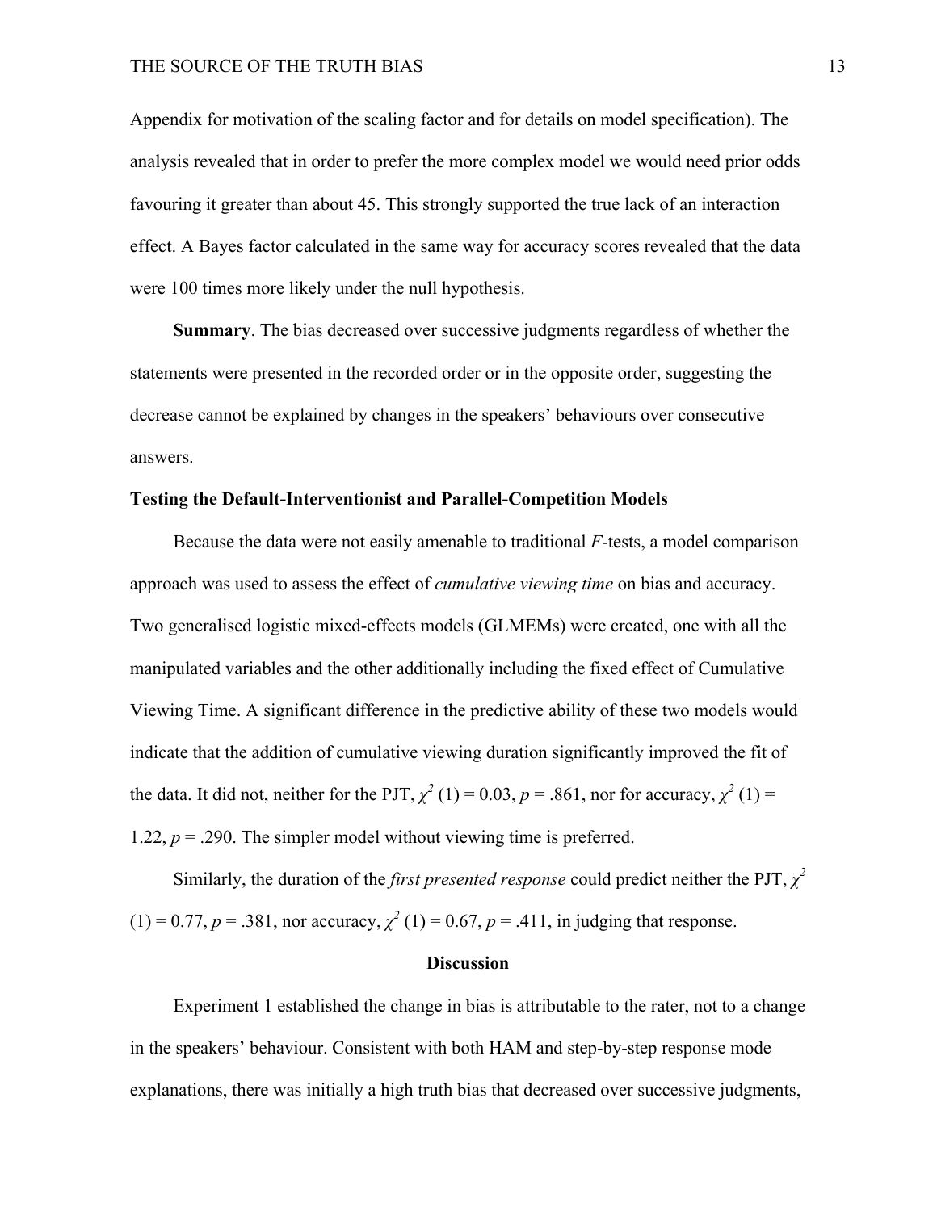Appendix for motivation of the scaling factor and for details on model specification). The analysis revealed that in order to prefer the more complex model we would need prior odds favouring it greater than about 45. This strongly supported the true lack of an interaction effect. A Bayes factor calculated in the same way for accuracy scores revealed that the data were 100 times more likely under the null hypothesis.

**Summary**. The bias decreased over successive judgments regardless of whether the statements were presented in the recorded order or in the opposite order, suggesting the decrease cannot be explained by changes in the speakers' behaviours over consecutive answers.

**Testing the Default-Interventionist and Parallel-Competition Models**

Because the data were not easily amenable to traditional *F*-tests, a model comparison approach was used to assess the effect of *cumulative viewing time* on bias and accuracy. Two generalised logistic mixed-effects models (GLMEMs) were created, one with all the manipulated variables and the other additionally including the fixed effect of Cumulative Viewing Time. A significant difference in the predictive ability of these two models would indicate that the addition of cumulative viewing duration significantly improved the fit of the data. It did not, neither for the PJT, $\chi^2$ (1) = 0.03, $p$ = .861, nor for accuracy, $\chi^2$ (1) = 1.22, $p$ = .290. The simpler model without viewing time is preferred.

Similarly, the duration of the *first presented response* could predict neither the PJT, $\chi^2$ (1) = 0.77, $p$ = .381, nor accuracy, $\chi^2$ (1) = 0.67, $p$ = .411, in judging that response.

## Discussion

Experiment 1 established the change in bias is attributable to the rater, not to a change in the speakers' behaviour. Consistent with both HAM and step-by-step response mode explanations, there was initially a high truth bias that decreased over successive judgments,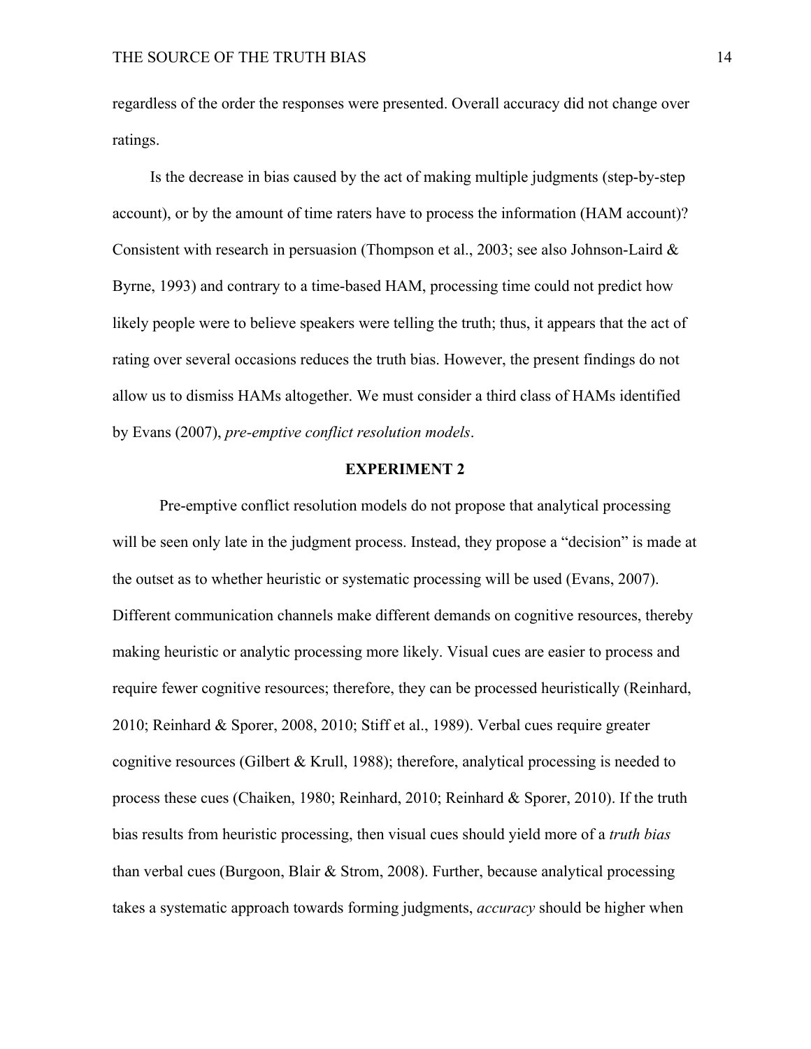regardless of the order the responses were presented. Overall accuracy did not change over ratings.

Is the decrease in bias caused by the act of making multiple judgments (step-by-step account), or by the amount of time raters have to process the information (HAM account)? Consistent with research in persuasion (Thompson et al., 2003; see also Johnson-Laird & Byrne, 1993) and contrary to a time-based HAM, processing time could not predict how likely people were to believe speakers were telling the truth; thus, it appears that the act of rating over several occasions reduces the truth bias. However, the present findings do not allow us to dismiss HAMs altogether. We must consider a third class of HAMs identified by Evans (2007), *pre-emptive conflict resolution models*.

## EXPERIMENT 2

Pre-emptive conflict resolution models do not propose that analytical processing will be seen only late in the judgment process. Instead, they propose a "decision" is made at the outset as to whether heuristic or systematic processing will be used (Evans, 2007). Different communication channels make different demands on cognitive resources, thereby making heuristic or analytic processing more likely. Visual cues are easier to process and require fewer cognitive resources; therefore, they can be processed heuristically (Reinhard, 2010; Reinhard & Sporer, 2008, 2010; Stiff et al., 1989). Verbal cues require greater cognitive resources (Gilbert & Krull, 1988); therefore, analytical processing is needed to process these cues (Chaiken, 1980; Reinhard, 2010; Reinhard & Sporer, 2010). If the truth bias results from heuristic processing, then visual cues should yield more of a *truth bias* than verbal cues (Burgoon, Blair & Strom, 2008). Further, because analytical processing takes a systematic approach towards forming judgments, *accuracy* should be higher when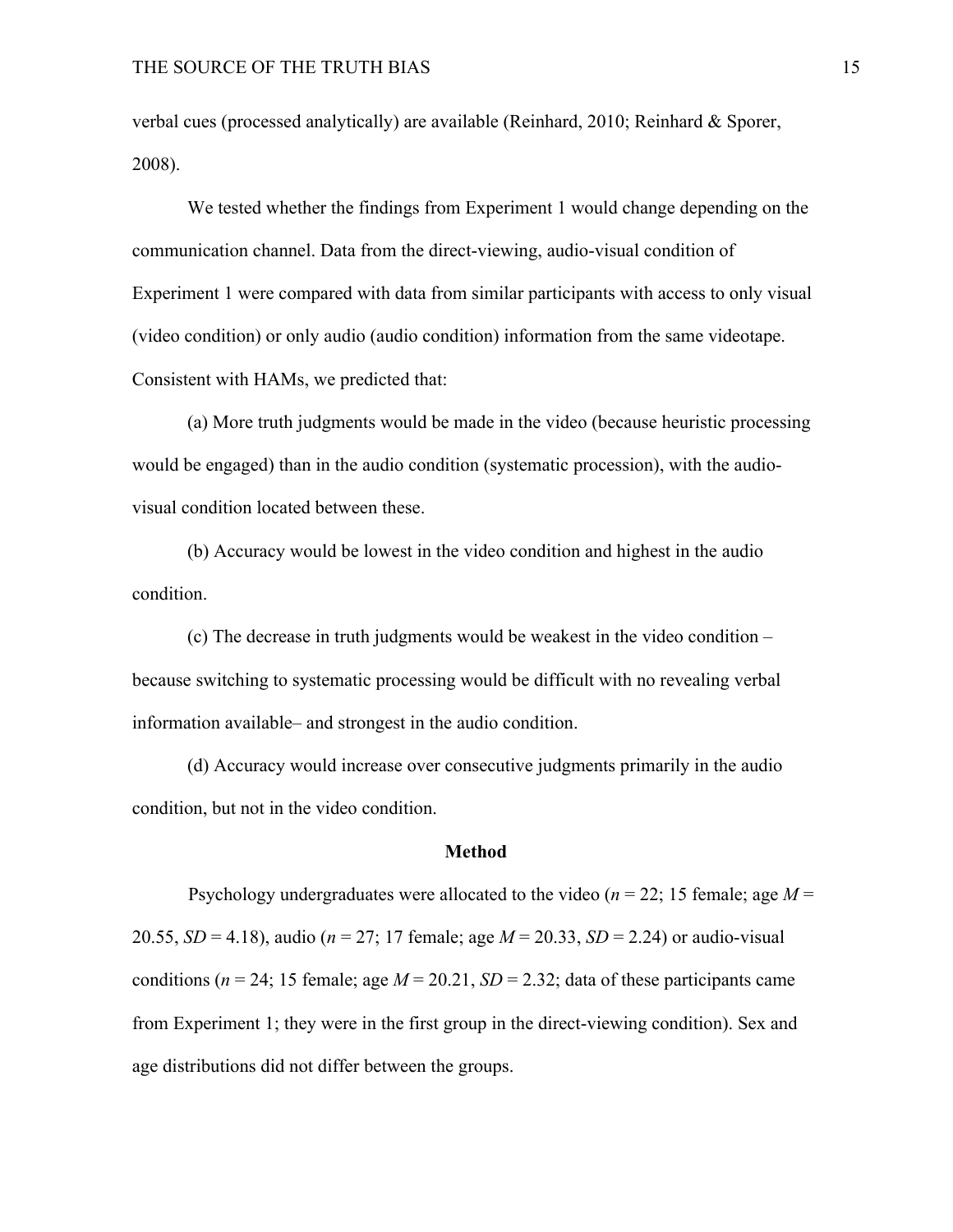verbal cues (processed analytically) are available (Reinhard, 2010; Reinhard & Sporer, 2008).

We tested whether the findings from Experiment 1 would change depending on the communication channel. Data from the direct-viewing, audio-visual condition of Experiment 1 were compared with data from similar participants with access to only visual (video condition) or only audio (audio condition) information from the same videotape. Consistent with HAMs, we predicted that:

(a) More truth judgments would be made in the video (because heuristic processing would be engaged) than in the audio condition (systematic procession), with the audio-visual condition located between these.

(b) Accuracy would be lowest in the video condition and highest in the audio condition.

(c) The decrease in truth judgments would be weakest in the video condition – because switching to systematic processing would be difficult with no revealing verbal information available– and strongest in the audio condition.

(d) Accuracy would increase over consecutive judgments primarily in the audio condition, but not in the video condition.

## Method

Psychology undergraduates were allocated to the video ($n$ = 22; 15 female; age $M$ = 20.55, $SD$ = 4.18), audio ($n$ = 27; 17 female; age $M$ = 20.33, $SD$ = 2.24) or audio-visual conditions ($n$ = 24; 15 female; age $M$ = 20.21, $SD$ = 2.32; data of these participants came from Experiment 1; they were in the first group in the direct-viewing condition). Sex and age distributions did not differ between the groups.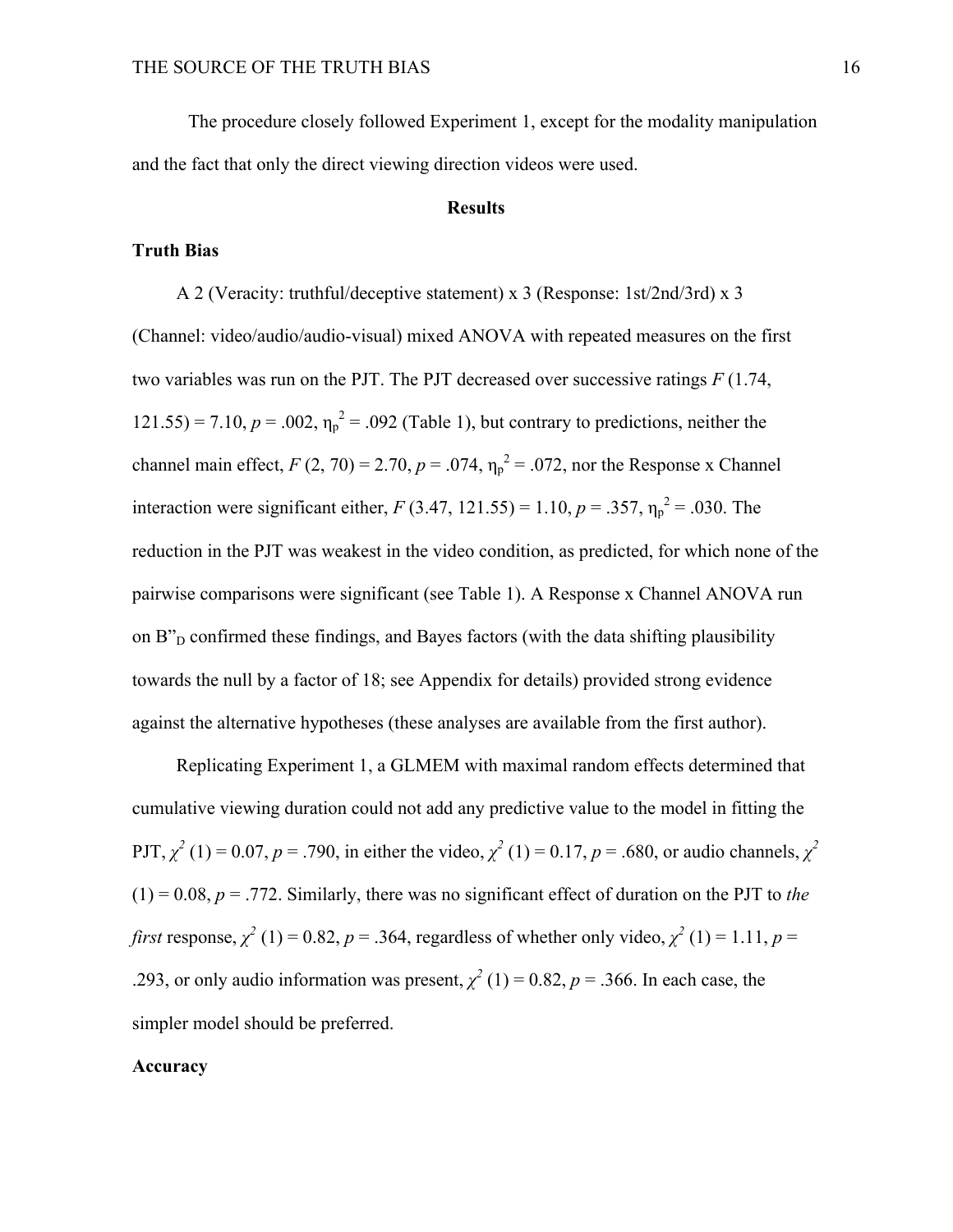The procedure closely followed Experiment 1, except for the modality manipulation and the fact that only the direct viewing direction videos were used.

## Results

### Truth Bias

A 2 (Veracity: truthful/deceptive statement) x 3 (Response: 1st/2nd/3rd) x 3 (Channel: video/audio/audio-visual) mixed ANOVA with repeated measures on the first two variables was run on the PJT. The PJT decreased over successive ratings $F$ (1.74, 121.55) = 7.10, $p$ = .002, $\eta_p^2$ = .092 (Table 1), but contrary to predictions, neither the channel main effect, $F$ (2, 70) = 2.70, $p$ = .074, $\eta_p^2$ = .072, nor the Response x Channel interaction were significant either, $F$ (3.47, 121.55) = 1.10, $p$ = .357, $\eta_p^2$ = .030. The reduction in the PJT was weakest in the video condition, as predicted, for which none of the pairwise comparisons were significant (see Table 1). A Response x Channel ANOVA run on $B''_D$ confirmed these findings, and Bayes factors (with the data shifting plausibility towards the null by a factor of 18; see Appendix for details) provided strong evidence against the alternative hypotheses (these analyses are available from the first author).

Replicating Experiment 1, a GLMEM with maximal random effects determined that cumulative viewing duration could not add any predictive value to the model in fitting the PJT, $\chi^2$ (1) = 0.07, $p$ = .790, in either the video, $\chi^2$ (1) = 0.17, $p$ = .680, or audio channels, $\chi^2$ (1) = 0.08, $p$ = .772. Similarly, there was no significant effect of duration on the PJT to *the first* response, $\chi^2$ (1) = 0.82, $p$ = .364, regardless of whether only video, $\chi^2$ (1) = 1.11, $p$ = .293, or only audio information was present, $\chi^2$ (1) = 0.82, $p$ = .366. In each case, the simpler model should be preferred.

### Accuracy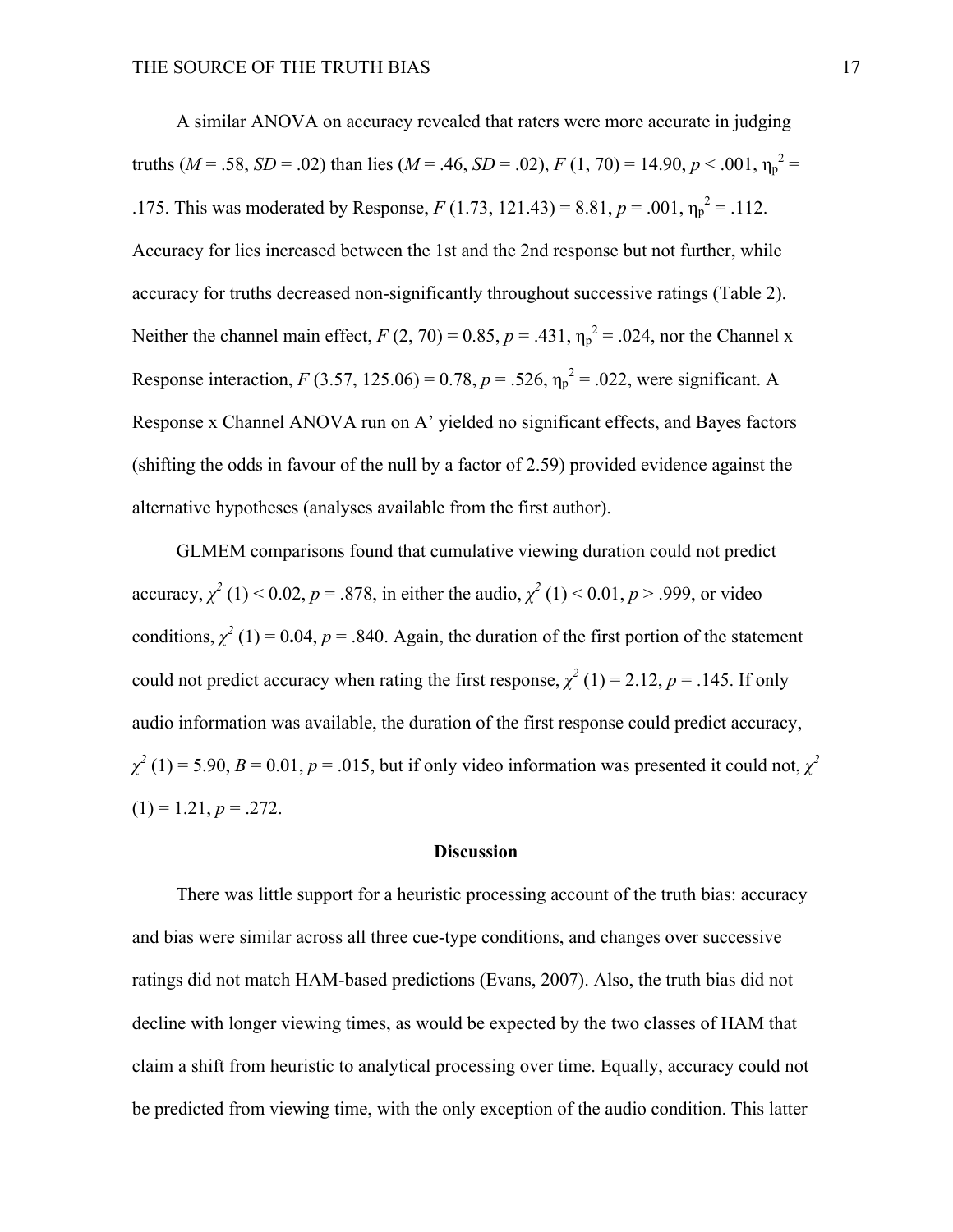A similar ANOVA on accuracy revealed that raters were more accurate in judging truths (*M* = .58, *SD* = .02) than lies (*M* = .46, *SD* = .02), $F$ (1, 70) = 14.90, $p < .001$, $\eta_p^2$ = .175. This was moderated by Response, $F$ (1.73, 121.43) = 8.81, $p = .001$, $\eta_p^2$ = .112. Accuracy for lies increased between the 1st and the 2nd response but not further, while accuracy for truths decreased non-significantly throughout successive ratings (Table 2). Neither the channel main effect, $F$ (2, 70) = 0.85, $p = .431$, $\eta_p^2$ = .024, nor the Channel x Response interaction, $F$ (3.57, 125.06) = 0.78, $p = .526$, $\eta_p^2$ = .022, were significant. A Response x Channel ANOVA run on A' yielded no significant effects, and Bayes factors (shifting the odds in favour of the null by a factor of 2.59) provided evidence against the alternative hypotheses (analyses available from the first author).

GLMEM comparisons found that cumulative viewing duration could not predict accuracy, $\chi^2$ (1) < 0.02, $p = .878$, in either the audio, $\chi^2$ (1) < 0.01, $p > .999$, or video conditions, $\chi^2$ (1) = 0.04, $p = .840$. Again, the duration of the first portion of the statement could not predict accuracy when rating the first response, $\chi^2$ (1) = 2.12, $p = .145$. If only audio information was available, the duration of the first response could predict accuracy, $\chi^2$ (1) = 5.90, $B = 0.01$, $p = .015$, but if only video information was presented it could not, $\chi^2$ (1) = 1.21, $p = .272$.

## Discussion

There was little support for a heuristic processing account of the truth bias: accuracy and bias were similar across all three cue-type conditions, and changes over successive ratings did not match HAM-based predictions (Evans, 2007). Also, the truth bias did not decline with longer viewing times, as would be expected by the two classes of HAM that claim a shift from heuristic to analytical processing over time. Equally, accuracy could not be predicted from viewing time, with the only exception of the audio condition. This latter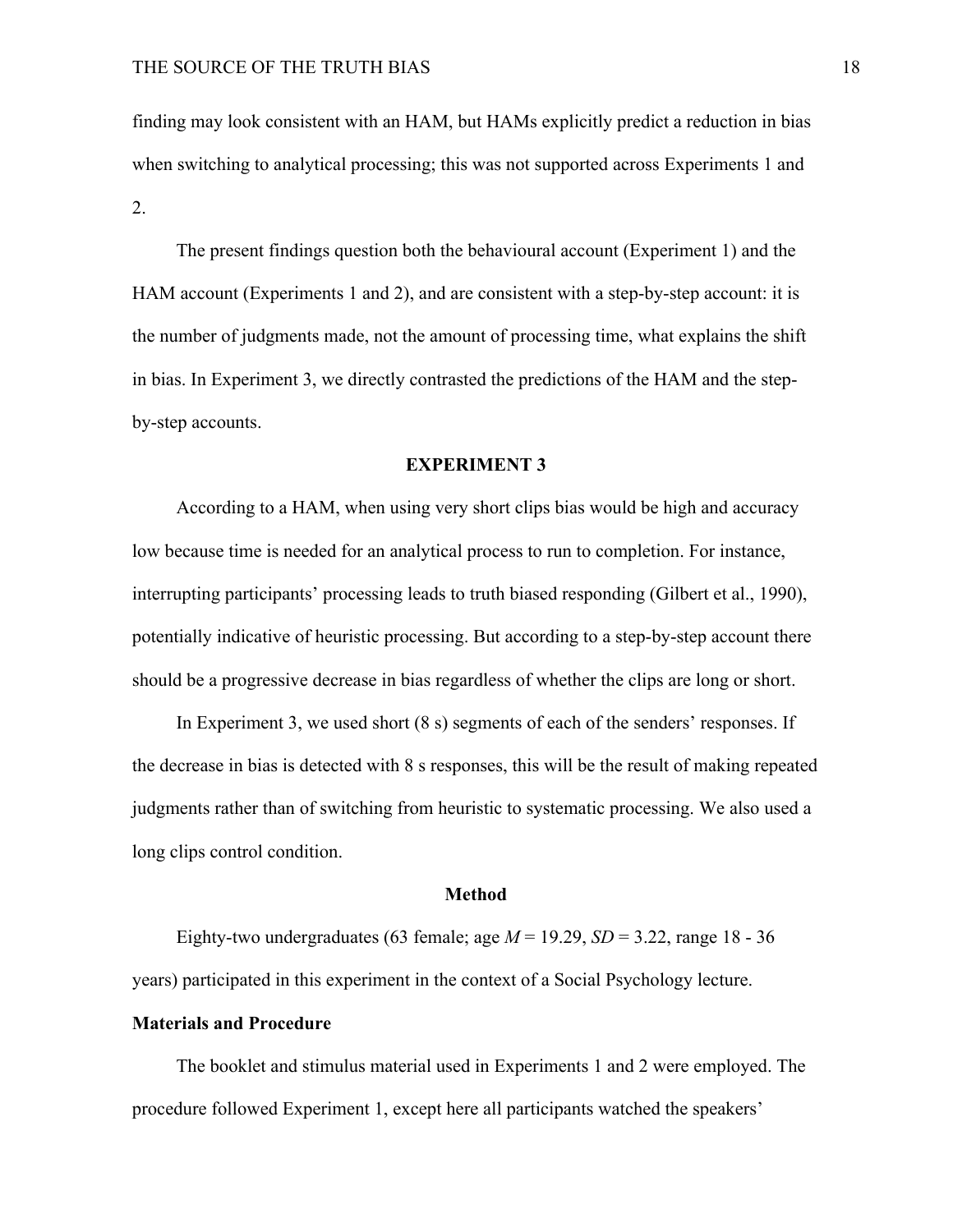finding may look consistent with an HAM, but HAMs explicitly predict a reduction in bias when switching to analytical processing; this was not supported across Experiments 1 and 2.

The present findings question both the behavioural account (Experiment 1) and the HAM account (Experiments 1 and 2), and are consistent with a step-by-step account: it is the number of judgments made, not the amount of processing time, what explains the shift in bias. In Experiment 3, we directly contrasted the predictions of the HAM and the step-by-step accounts.

## EXPERIMENT 3

According to a HAM, when using very short clips bias would be high and accuracy low because time is needed for an analytical process to run to completion. For instance, interrupting participants' processing leads to truth biased responding (Gilbert et al., 1990), potentially indicative of heuristic processing. But according to a step-by-step account there should be a progressive decrease in bias regardless of whether the clips are long or short.

In Experiment 3, we used short (8 s) segments of each of the senders' responses. If the decrease in bias is detected with 8 s responses, this will be the result of making repeated judgments rather than of switching from heuristic to systematic processing. We also used a long clips control condition.

### Method

Eighty-two undergraduates (63 female; age *M* = 19.29, *SD* = 3.22, range 18 - 36 years) participated in this experiment in the context of a Social Psychology lecture.

**Materials and Procedure**

The booklet and stimulus material used in Experiments 1 and 2 were employed. The procedure followed Experiment 1, except here all participants watched the speakers'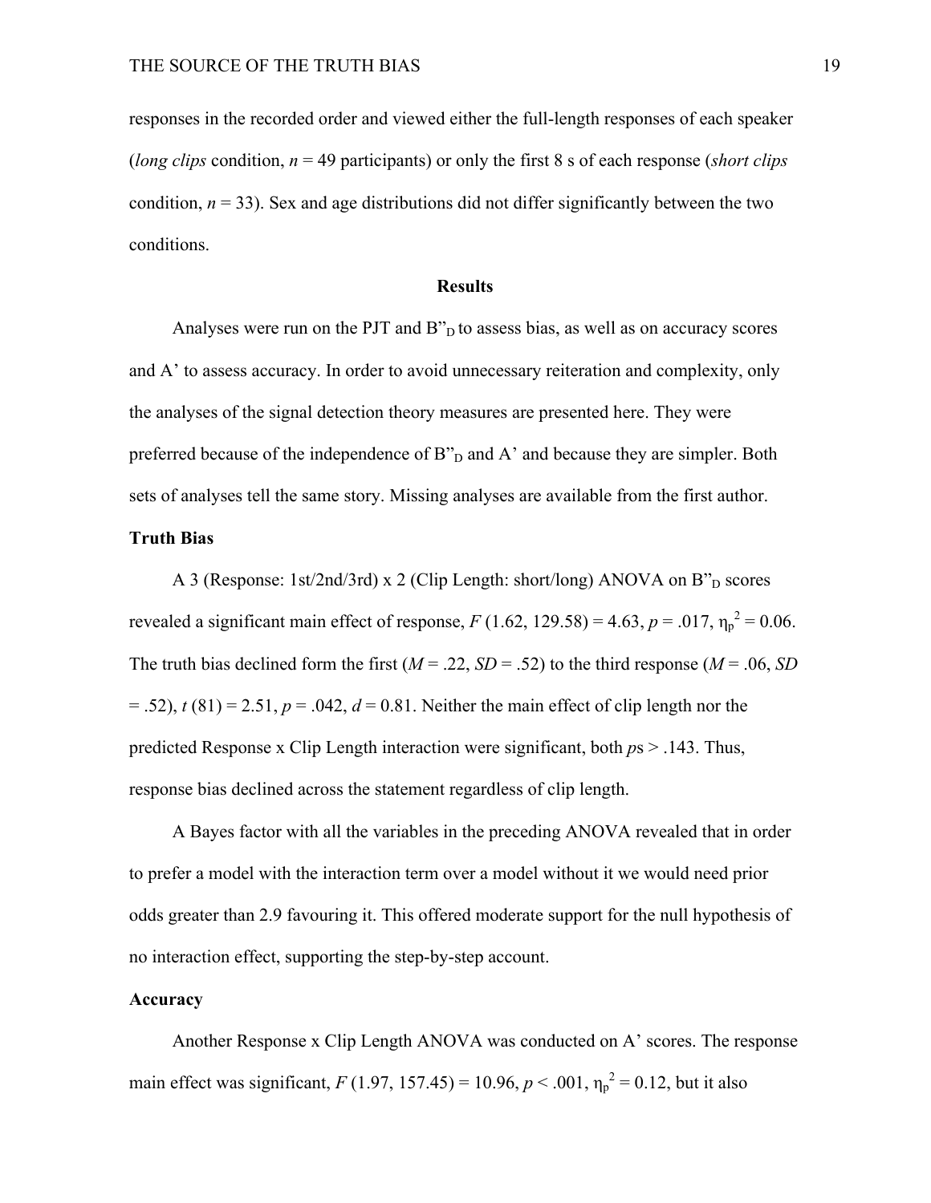responses in the recorded order and viewed either the full-length responses of each speaker (*long clips* condition, $n = 49$ participants) or only the first 8 s of each response (*short clips* condition, $n = 33$). Sex and age distributions did not differ significantly between the two conditions.

## Results

Analyses were run on the PJT and $B''_D$ to assess bias, as well as on accuracy scores and A' to assess accuracy. In order to avoid unnecessary reiteration and complexity, only the analyses of the signal detection theory measures are presented here. They were preferred because of the independence of $B''_D$ and A' and because they are simpler. Both sets of analyses tell the same story. Missing analyses are available from the first author.

### Truth Bias

A 3 (Response: 1st/2nd/3rd) x 2 (Clip Length: short/long) ANOVA on $B''_D$ scores revealed a significant main effect of response, $F(1.62, 129.58) = 4.63$, $p = .017$, $\eta_p^2 = 0.06$. The truth bias declined form the first ($M = .22$, $SD = .52$) to the third response ($M = .06$, $SD = .52$), $t(81) = 2.51$, $p = .042$, $d = 0.81$. Neither the main effect of clip length nor the predicted Response x Clip Length interaction were significant, both $p$s > .143. Thus, response bias declined across the statement regardless of clip length.

A Bayes factor with all the variables in the preceding ANOVA revealed that in order to prefer a model with the interaction term over a model without it we would need prior odds greater than 2.9 favouring it. This offered moderate support for the null hypothesis of no interaction effect, supporting the step-by-step account.

### Accuracy

Another Response x Clip Length ANOVA was conducted on A' scores. The response main effect was significant, $F(1.97, 157.45) = 10.96$, $p < .001$, $\eta_p^2 = 0.12$, but it also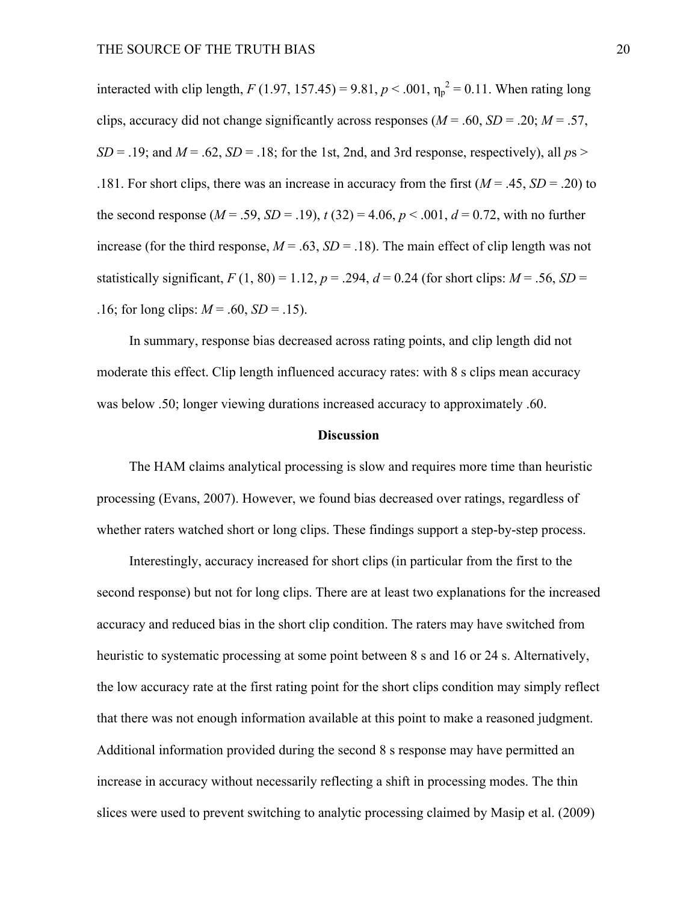interacted with clip length, $F$ (1.97, 157.45) = 9.81, $p < .001$, $\eta_p^2 = 0.11$. When rating long clips, accuracy did not change significantly across responses ($M = .60$, $SD = .20$; $M = .57$, $SD = .19$; and $M = .62$, $SD = .18$; for the 1st, 2nd, and 3rd response, respectively), all $p$s > .181. For short clips, there was an increase in accuracy from the first ($M = .45$, $SD = .20$) to the second response ($M = .59$, $SD = .19$), $t$ (32) = 4.06, $p < .001$, $d = 0.72$, with no further increase (for the third response, $M = .63$, $SD = .18$). The main effect of clip length was not statistically significant, $F$ (1, 80) = 1.12, $p = .294$, $d = 0.24$ (for short clips: $M = .56$, $SD = .16$; for long clips: $M = .60$, $SD = .15$).

In summary, response bias decreased across rating points, and clip length did not moderate this effect. Clip length influenced accuracy rates: with 8 s clips mean accuracy was below .50; longer viewing durations increased accuracy to approximately .60.

## Discussion

The HAM claims analytical processing is slow and requires more time than heuristic processing (Evans, 2007). However, we found bias decreased over ratings, regardless of whether raters watched short or long clips. These findings support a step-by-step process.

Interestingly, accuracy increased for short clips (in particular from the first to the second response) but not for long clips. There are at least two explanations for the increased accuracy and reduced bias in the short clip condition. The raters may have switched from heuristic to systematic processing at some point between 8 s and 16 or 24 s. Alternatively, the low accuracy rate at the first rating point for the short clips condition may simply reflect that there was not enough information available at this point to make a reasoned judgment. Additional information provided during the second 8 s response may have permitted an increase in accuracy without necessarily reflecting a shift in processing modes. The thin slices were used to prevent switching to analytic processing claimed by Masip et al. (2009)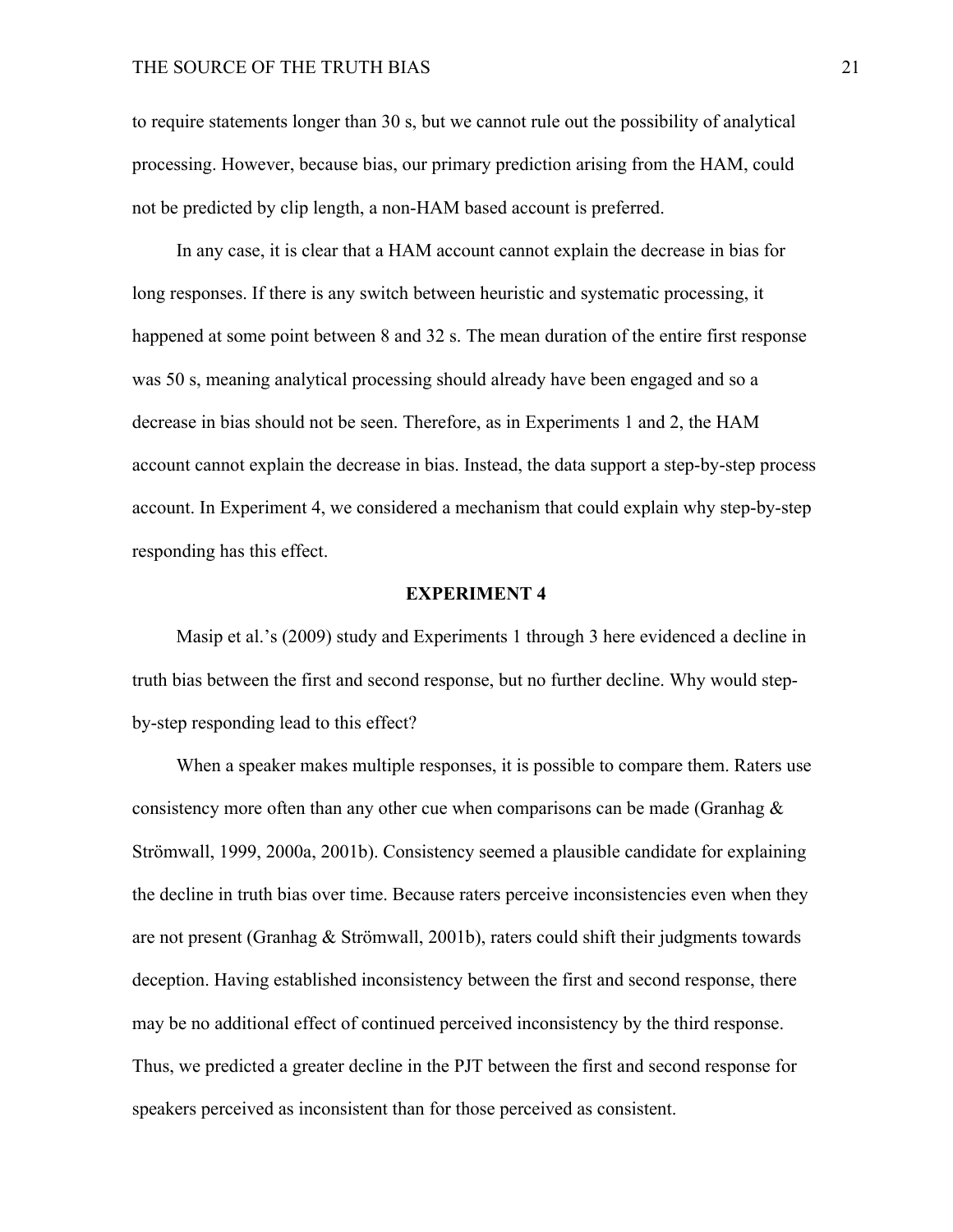to require statements longer than 30 s, but we cannot rule out the possibility of analytical processing. However, because bias, our primary prediction arising from the HAM, could not be predicted by clip length, a non-HAM based account is preferred.

In any case, it is clear that a HAM account cannot explain the decrease in bias for long responses. If there is any switch between heuristic and systematic processing, it happened at some point between 8 and 32 s. The mean duration of the entire first response was 50 s, meaning analytical processing should already have been engaged and so a decrease in bias should not be seen. Therefore, as in Experiments 1 and 2, the HAM account cannot explain the decrease in bias. Instead, the data support a step-by-step process account. In Experiment 4, we considered a mechanism that could explain why step-by-step responding has this effect.

## EXPERIMENT 4

Masip et al.'s (2009) study and Experiments 1 through 3 here evidenced a decline in truth bias between the first and second response, but no further decline. Why would step-by-step responding lead to this effect?

When a speaker makes multiple responses, it is possible to compare them. Raters use consistency more often than any other cue when comparisons can be made (Granhag & Strömwall, 1999, 2000a, 2001b). Consistency seemed a plausible candidate for explaining the decline in truth bias over time. Because raters perceive inconsistencies even when they are not present (Granhag & Strömwall, 2001b), raters could shift their judgments towards deception. Having established inconsistency between the first and second response, there may be no additional effect of continued perceived inconsistency by the third response. Thus, we predicted a greater decline in the PJT between the first and second response for speakers perceived as inconsistent than for those perceived as consistent.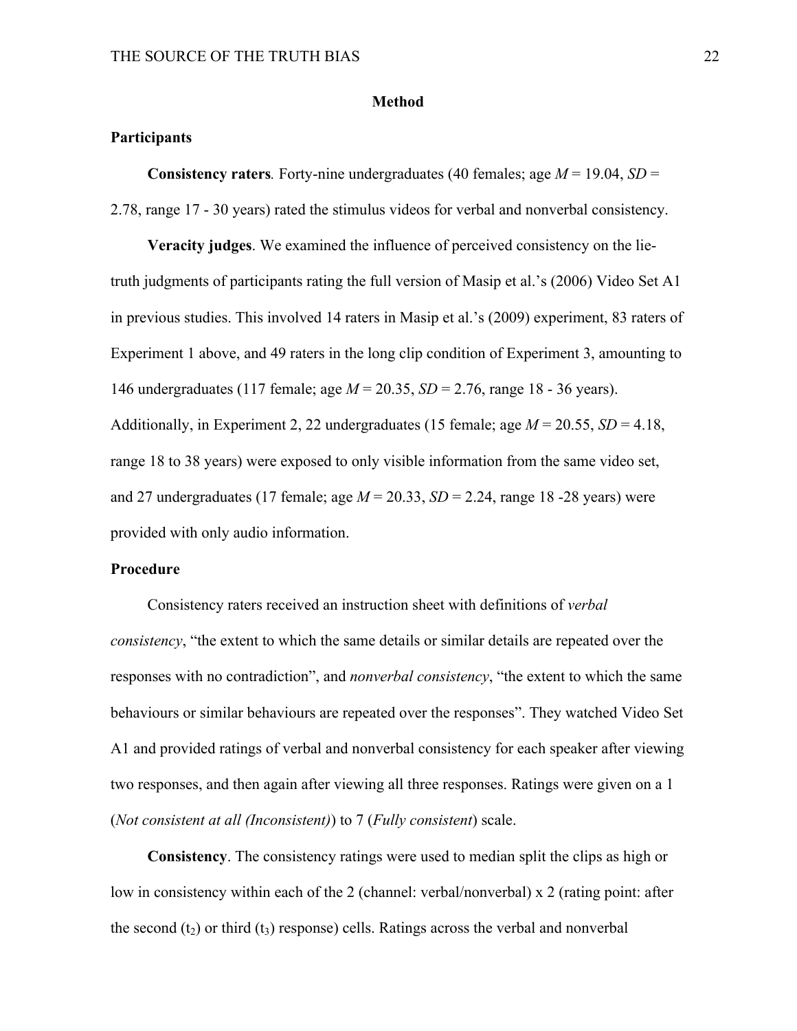## Method

### Participants

**Consistency raters***.* Forty-nine undergraduates (40 females; age *M* = 19.04, *SD* = 2.78, range 17 - 30 years) rated the stimulus videos for verbal and nonverbal consistency.

**Veracity judges**. We examined the influence of perceived consistency on the lie-truth judgments of participants rating the full version of Masip et al.'s (2006) Video Set A1 in previous studies. This involved 14 raters in Masip et al.'s (2009) experiment, 83 raters of Experiment 1 above, and 49 raters in the long clip condition of Experiment 3, amounting to 146 undergraduates (117 female; age *M* = 20.35, *SD* = 2.76, range 18 - 36 years). Additionally, in Experiment 2, 22 undergraduates (15 female; age *M* = 20.55, *SD* = 4.18, range 18 to 38 years) were exposed to only visible information from the same video set, and 27 undergraduates (17 female; age *M* = 20.33, *SD* = 2.24, range 18 -28 years) were provided with only audio information.

### Procedure

Consistency raters received an instruction sheet with definitions of *verbal consistency*, "the extent to which the same details or similar details are repeated over the responses with no contradiction", and *nonverbal consistency*, "the extent to which the same behaviours or similar behaviours are repeated over the responses". They watched Video Set A1 and provided ratings of verbal and nonverbal consistency for each speaker after viewing two responses, and then again after viewing all three responses. Ratings were given on a 1 (*Not consistent at all (Inconsistent)*) to 7 (*Fully consistent*) scale.

**Consistency**. The consistency ratings were used to median split the clips as high or low in consistency within each of the 2 (channel: verbal/nonverbal) x 2 (rating point: after the second ($t_2$) or third ($t_3$) response) cells. Ratings across the verbal and nonverbal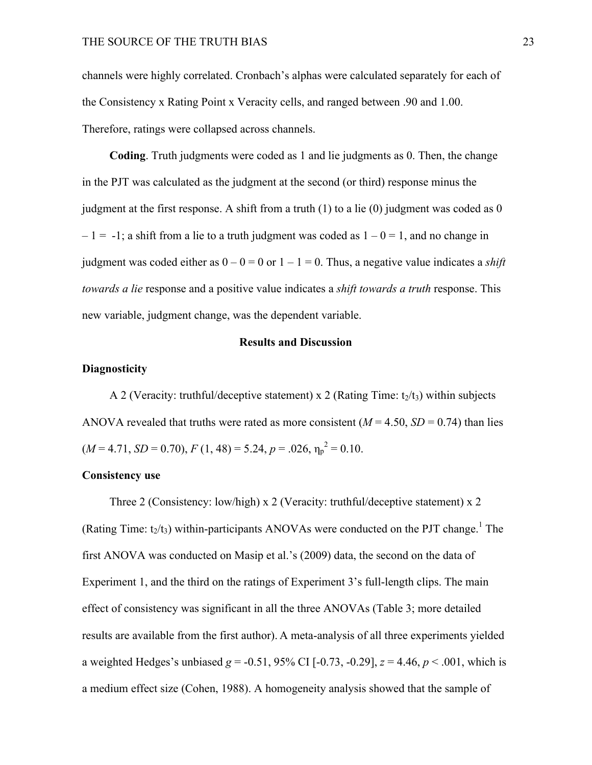channels were highly correlated. Cronbach's alphas were calculated separately for each of the Consistency x Rating Point x Veracity cells, and ranged between .90 and 1.00. Therefore, ratings were collapsed across channels.

**Coding**. Truth judgments were coded as 1 and lie judgments as 0. Then, the change in the PJT was calculated as the judgment at the second (or third) response minus the judgment at the first response. A shift from a truth (1) to a lie (0) judgment was coded as 0 – 1 = -1; a shift from a lie to a truth judgment was coded as 1 – 0 = 1, and no change in judgment was coded either as 0 – 0 = 0 or 1 – 1 = 0. Thus, a negative value indicates a *shift towards a lie* response and a positive value indicates a *shift towards a truth* response. This new variable, judgment change, was the dependent variable.

## Results and Discussion

### Diagnosticity

A 2 (Veracity: truthful/deceptive statement) x 2 (Rating Time: $t_2/t_3$) within subjects ANOVA revealed that truths were rated as more consistent ($M = 4.50$, $SD = 0.74$) than lies ($M = 4.71$, $SD = 0.70$), $F(1, 48) = 5.24$, $p = .026$, $\eta_p^2 = 0.10$.

### Consistency use

Three 2 (Consistency: low/high) x 2 (Veracity: truthful/deceptive statement) x 2 (Rating Time: $t_2/t_3$) within-participants ANOVAs were conducted on the PJT change.[1] The first ANOVA was conducted on Masip et al.'s (2009) data, the second on the data of Experiment 1, and the third on the ratings of Experiment 3's full-length clips. The main effect of consistency was significant in all the three ANOVAs (Table 3; more detailed results are available from the first author). A meta-analysis of all three experiments yielded a weighted Hedges's unbiased $g = -0.51$, 95% CI [-0.73, -0.29], $z = 4.46$, $p < .001$, which is a medium effect size (Cohen, 1988). A homogeneity analysis showed that the sample of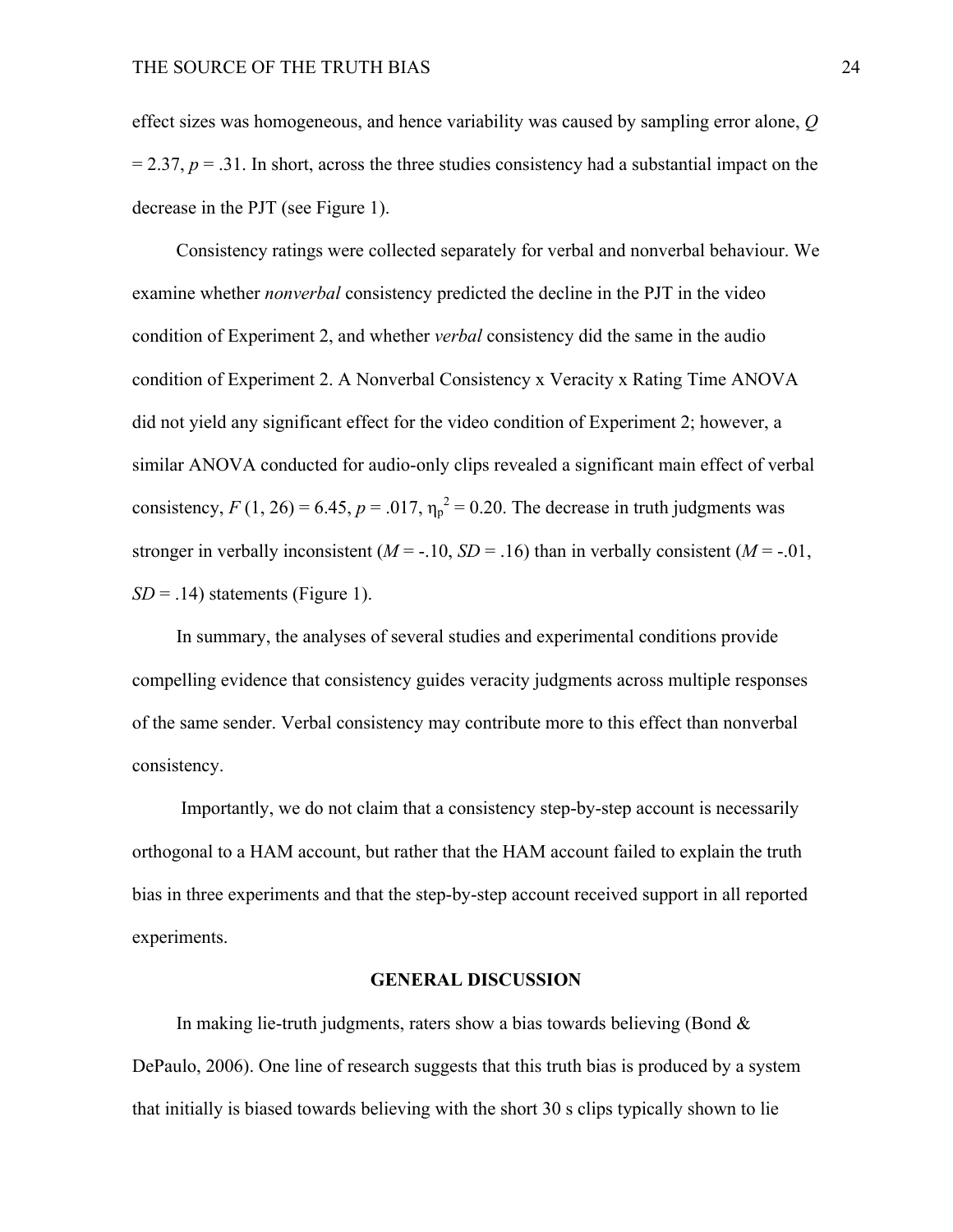effect sizes was homogeneous, and hence variability was caused by sampling error alone, $Q = 2.37$, $p = .31$. In short, across the three studies consistency had a substantial impact on the decrease in the PJT (see Figure 1).

Consistency ratings were collected separately for verbal and nonverbal behaviour. We examine whether *nonverbal* consistency predicted the decline in the PJT in the video condition of Experiment 2, and whether *verbal* consistency did the same in the audio condition of Experiment 2. A Nonverbal Consistency x Veracity x Rating Time ANOVA did not yield any significant effect for the video condition of Experiment 2; however, a similar ANOVA conducted for audio-only clips revealed a significant main effect of verbal consistency, $F(1, 26) = 6.45$, $p = .017$, $\eta_p^2 = 0.20$. The decrease in truth judgments was stronger in verbally inconsistent ($M = -.10$, $SD = .16$) than in verbally consistent ($M = -.01$, $SD = .14$) statements (Figure 1).

In summary, the analyses of several studies and experimental conditions provide compelling evidence that consistency guides veracity judgments across multiple responses of the same sender. Verbal consistency may contribute more to this effect than nonverbal consistency.

Importantly, we do not claim that a consistency step-by-step account is necessarily orthogonal to a HAM account, but rather that the HAM account failed to explain the truth bias in three experiments and that the step-by-step account received support in all reported experiments.

## GENERAL DISCUSSION

In making lie-truth judgments, raters show a bias towards believing (Bond & DePaulo, 2006). One line of research suggests that this truth bias is produced by a system that initially is biased towards believing with the short 30 s clips typically shown to lie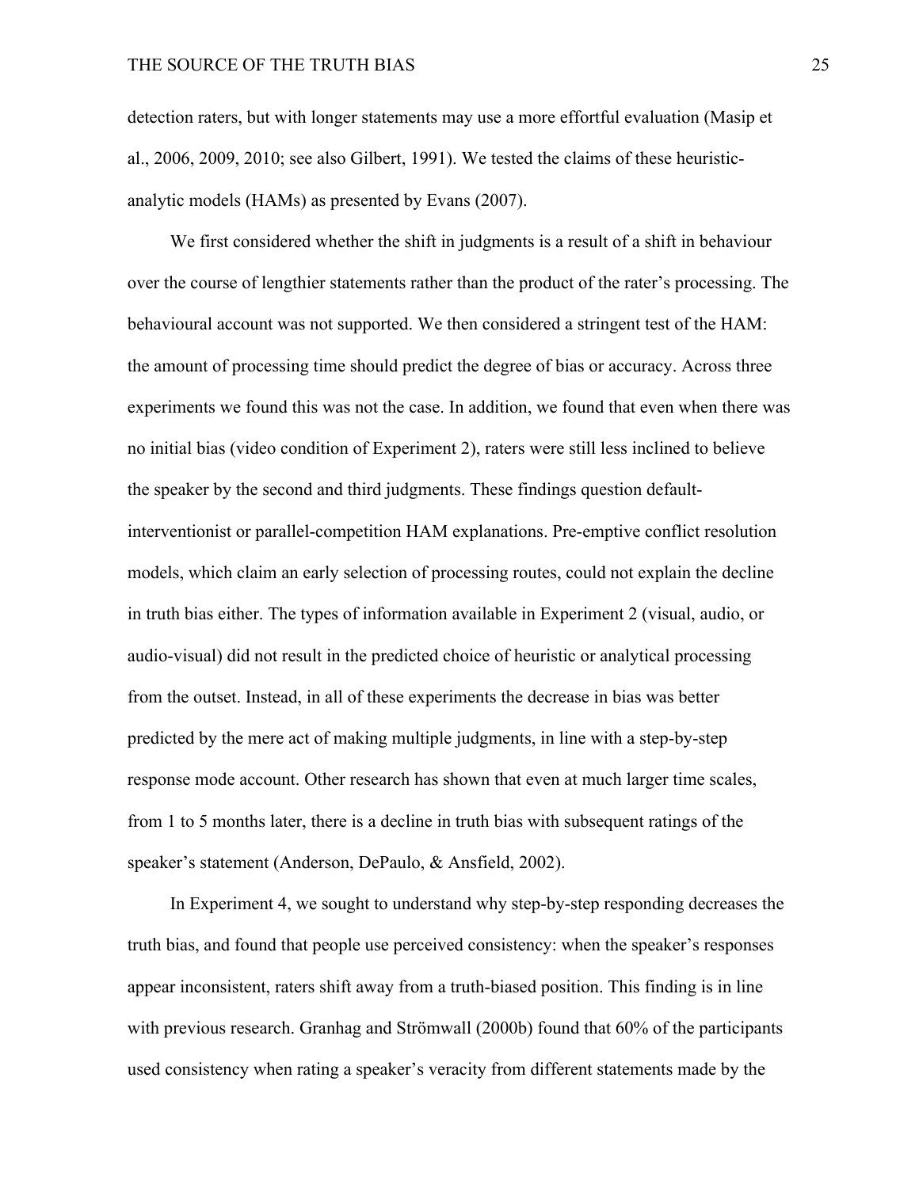detection raters, but with longer statements may use a more effortful evaluation (Masip et al., 2006, 2009, 2010; see also Gilbert, 1991). We tested the claims of these heuristic-analytic models (HAMs) as presented by Evans (2007).

We first considered whether the shift in judgments is a result of a shift in behaviour over the course of lengthier statements rather than the product of the rater's processing. The behavioural account was not supported. We then considered a stringent test of the HAM: the amount of processing time should predict the degree of bias or accuracy. Across three experiments we found this was not the case. In addition, we found that even when there was no initial bias (video condition of Experiment 2), raters were still less inclined to believe the speaker by the second and third judgments. These findings question default-interventionist or parallel-competition HAM explanations. Pre-emptive conflict resolution models, which claim an early selection of processing routes, could not explain the decline in truth bias either. The types of information available in Experiment 2 (visual, audio, or audio-visual) did not result in the predicted choice of heuristic or analytical processing from the outset. Instead, in all of these experiments the decrease in bias was better predicted by the mere act of making multiple judgments, in line with a step-by-step response mode account. Other research has shown that even at much larger time scales, from 1 to 5 months later, there is a decline in truth bias with subsequent ratings of the speaker's statement (Anderson, DePaulo, & Ansfield, 2002).

In Experiment 4, we sought to understand why step-by-step responding decreases the truth bias, and found that people use perceived consistency: when the speaker's responses appear inconsistent, raters shift away from a truth-biased position. This finding is in line with previous research. Granhag and Strömwall (2000b) found that 60% of the participants used consistency when rating a speaker's veracity from different statements made by the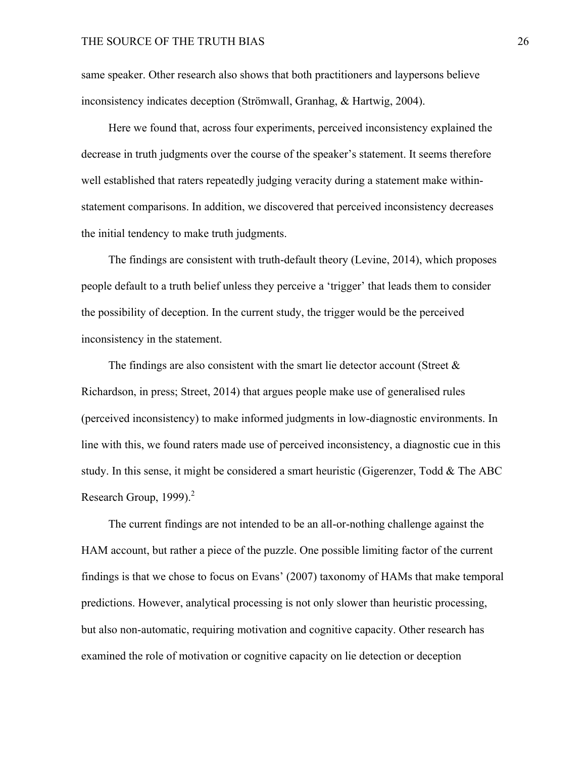same speaker. Other research also shows that both practitioners and laypersons believe inconsistency indicates deception (Strömwall, Granhag, & Hartwig, 2004).

Here we found that, across four experiments, perceived inconsistency explained the decrease in truth judgments over the course of the speaker's statement. It seems therefore well established that raters repeatedly judging veracity during a statement make within-statement comparisons. In addition, we discovered that perceived inconsistency decreases the initial tendency to make truth judgments.

The findings are consistent with truth-default theory (Levine, 2014), which proposes people default to a truth belief unless they perceive a 'trigger' that leads them to consider the possibility of deception. In the current study, the trigger would be the perceived inconsistency in the statement.

The findings are also consistent with the smart lie detector account (Street & Richardson, in press; Street, 2014) that argues people make use of generalised rules (perceived inconsistency) to make informed judgments in low-diagnostic environments. In line with this, we found raters made use of perceived inconsistency, a diagnostic cue in this study. In this sense, it might be considered a smart heuristic (Gigerenzer, Todd & The ABC Research Group, 1999).[2]

The current findings are not intended to be an all-or-nothing challenge against the HAM account, but rather a piece of the puzzle. One possible limiting factor of the current findings is that we chose to focus on Evans' (2007) taxonomy of HAMs that make temporal predictions. However, analytical processing is not only slower than heuristic processing, but also non-automatic, requiring motivation and cognitive capacity. Other research has examined the role of motivation or cognitive capacity on lie detection or deception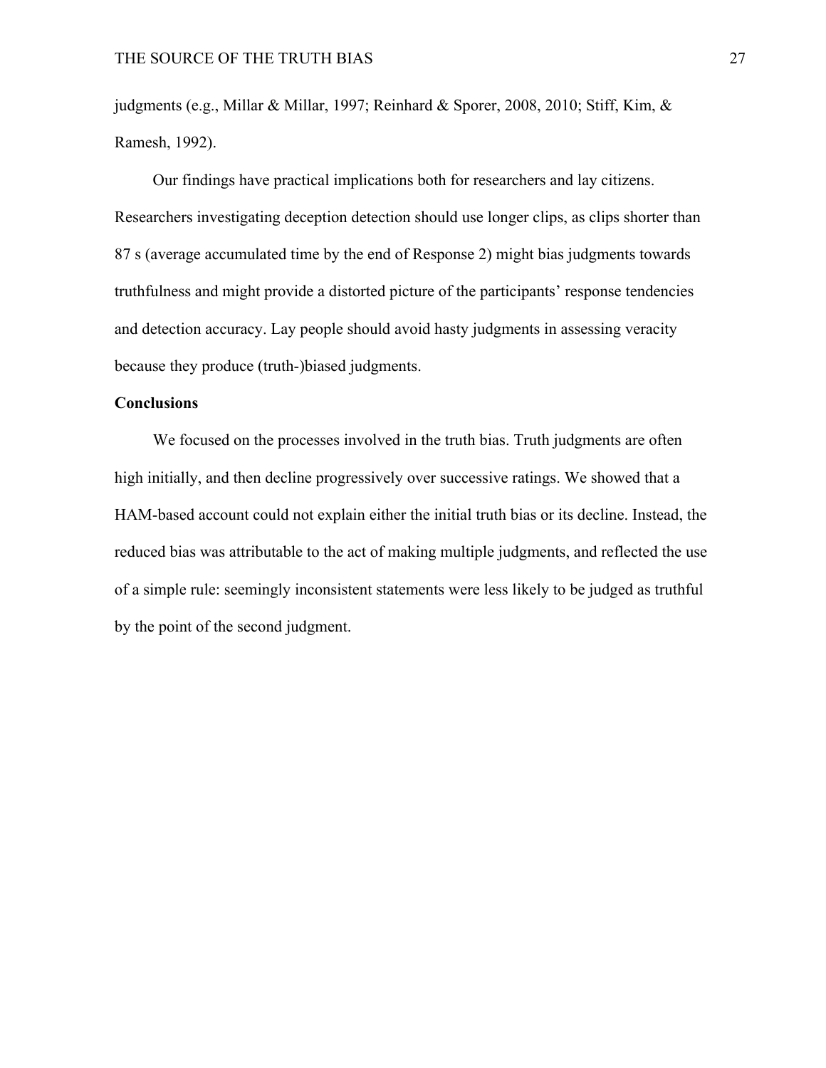judgments (e.g., Millar & Millar, 1997; Reinhard & Sporer, 2008, 2010; Stiff, Kim, & Ramesh, 1992).

Our findings have practical implications both for researchers and lay citizens. Researchers investigating deception detection should use longer clips, as clips shorter than 87 s (average accumulated time by the end of Response 2) might bias judgments towards truthfulness and might provide a distorted picture of the participants' response tendencies and detection accuracy. Lay people should avoid hasty judgments in assessing veracity because they produce (truth-)biased judgments.

**Conclusions**

We focused on the processes involved in the truth bias. Truth judgments are often high initially, and then decline progressively over successive ratings. We showed that a HAM-based account could not explain either the initial truth bias or its decline. Instead, the reduced bias was attributable to the act of making multiple judgments, and reflected the use of a simple rule: seemingly inconsistent statements were less likely to be judged as truthful by the point of the second judgment.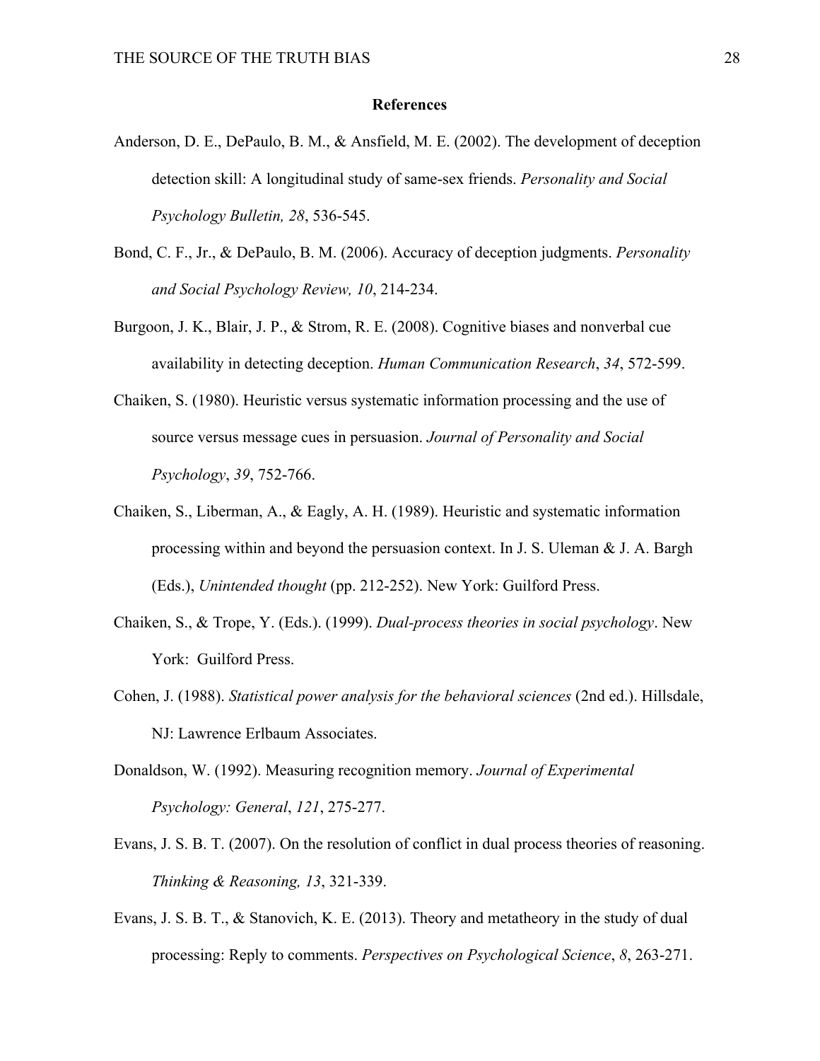## References

Anderson, D. E., DePaulo, B. M., & Ansfield, M. E. (2002). The development of deception detection skill: A longitudinal study of same-sex friends. *Personality and Social Psychology Bulletin, 28*, 536-545.

Bond, C. F., Jr., & DePaulo, B. M. (2006). Accuracy of deception judgments. *Personality and Social Psychology Review, 10*, 214-234.

Burgoon, J. K., Blair, J. P., & Strom, R. E. (2008). Cognitive biases and nonverbal cue availability in detecting deception. *Human Communication Research*, *34*, 572-599.

Chaiken, S. (1980). Heuristic versus systematic information processing and the use of source versus message cues in persuasion. *Journal of Personality and Social Psychology*, *39*, 752-766.

Chaiken, S., Liberman, A., & Eagly, A. H. (1989). Heuristic and systematic information processing within and beyond the persuasion context. In J. S. Uleman & J. A. Bargh (Eds.), *Unintended thought* (pp. 212-252). New York: Guilford Press.

Chaiken, S., & Trope, Y. (Eds.). (1999). *Dual-process theories in social psychology*. New York: Guilford Press.

Cohen, J. (1988). *Statistical power analysis for the behavioral sciences* (2nd ed.). Hillsdale, NJ: Lawrence Erlbaum Associates.

Donaldson, W. (1992). Measuring recognition memory. *Journal of Experimental Psychology: General*, *121*, 275-277.

Evans, J. S. B. T. (2007). On the resolution of conflict in dual process theories of reasoning. *Thinking & Reasoning, 13*, 321-339.

Evans, J. S. B. T., & Stanovich, K. E. (2013). Theory and metatheory in the study of dual processing: Reply to comments. *Perspectives on Psychological Science*, *8*, 263-271.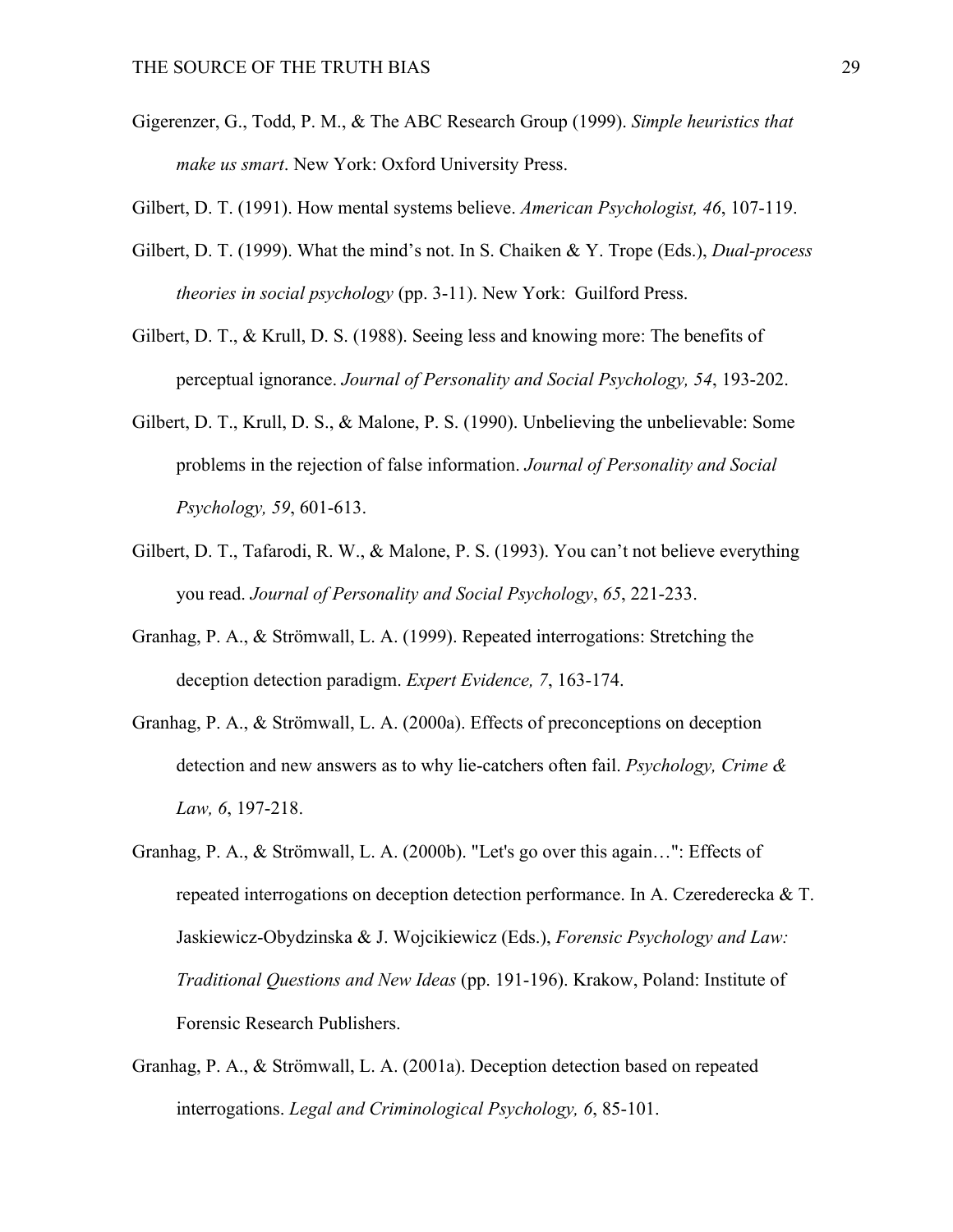Gigerenzer, G., Todd, P. M., & The ABC Research Group (1999). *Simple heuristics that make us smart*. New York: Oxford University Press.

Gilbert, D. T. (1991). How mental systems believe. *American Psychologist, 46*, 107-119.

Gilbert, D. T. (1999). What the mind's not. In S. Chaiken & Y. Trope (Eds.), *Dual-process theories in social psychology* (pp. 3-11). New York: Guilford Press.

Gilbert, D. T., & Krull, D. S. (1988). Seeing less and knowing more: The benefits of perceptual ignorance. *Journal of Personality and Social Psychology, 54*, 193-202.

Gilbert, D. T., Krull, D. S., & Malone, P. S. (1990). Unbelieving the unbelievable: Some problems in the rejection of false information. *Journal of Personality and Social Psychology, 59*, 601-613.

Gilbert, D. T., Tafarodi, R. W., & Malone, P. S. (1993). You can't not believe everything you read. *Journal of Personality and Social Psychology*, *65*, 221-233.

Granhag, P. A., & Strömwall, L. A. (1999). Repeated interrogations: Stretching the deception detection paradigm. *Expert Evidence, 7*, 163-174.

Granhag, P. A., & Strömwall, L. A. (2000a). Effects of preconceptions on deception detection and new answers as to why lie-catchers often fail. *Psychology, Crime & Law, 6*, 197-218.

Granhag, P. A., & Strömwall, L. A. (2000b). "Let's go over this again…": Effects of repeated interrogations on deception detection performance. In A. Czerederecka & T. Jaskiewicz-Obydzinska & J. Wojcikiewicz (Eds.), *Forensic Psychology and Law: Traditional Questions and New Ideas* (pp. 191-196). Krakow, Poland: Institute of Forensic Research Publishers.

Granhag, P. A., & Strömwall, L. A. (2001a). Deception detection based on repeated interrogations. *Legal and Criminological Psychology, 6*, 85-101.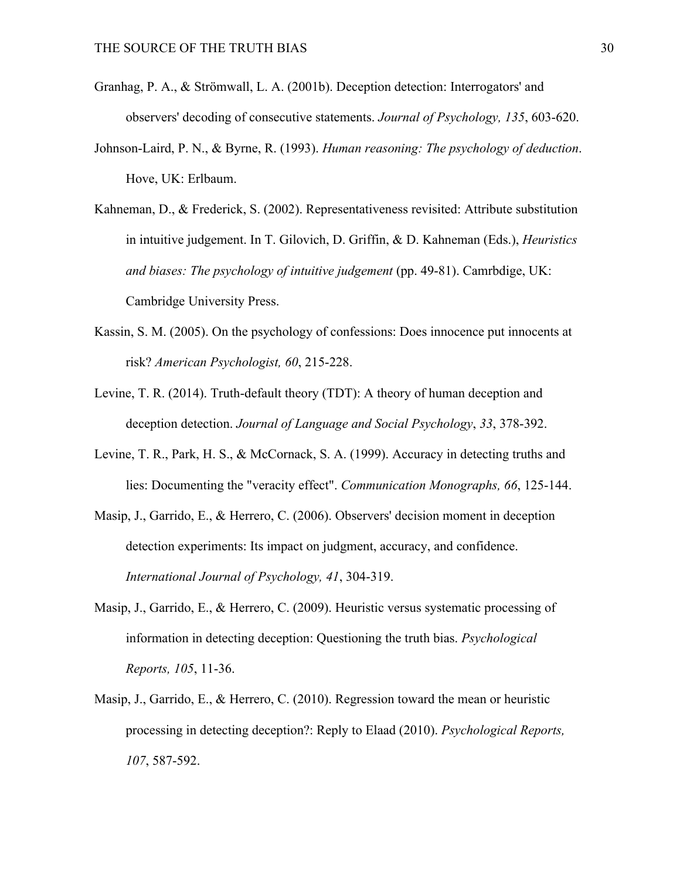Granhag, P. A., & Strömwall, L. A. (2001b). Deception detection: Interrogators' and observers' decoding of consecutive statements. *Journal of Psychology, 135*, 603-620.

Johnson-Laird, P. N., & Byrne, R. (1993). *Human reasoning: The psychology of deduction*. Hove, UK: Erlbaum.

Kahneman, D., & Frederick, S. (2002). Representativeness revisited: Attribute substitution in intuitive judgement. In T. Gilovich, D. Griffin, & D. Kahneman (Eds.), *Heuristics and biases: The psychology of intuitive judgement* (pp. 49-81). Camrbdige, UK: Cambridge University Press.

Kassin, S. M. (2005). On the psychology of confessions: Does innocence put innocents at risk? *American Psychologist, 60*, 215-228.

Levine, T. R. (2014). Truth-default theory (TDT): A theory of human deception and deception detection. *Journal of Language and Social Psychology*, *33*, 378-392.

Levine, T. R., Park, H. S., & McCornack, S. A. (1999). Accuracy in detecting truths and lies: Documenting the "veracity effect". *Communication Monographs, 66*, 125-144.

Masip, J., Garrido, E., & Herrero, C. (2006). Observers' decision moment in deception detection experiments: Its impact on judgment, accuracy, and confidence. *International Journal of Psychology, 41*, 304-319.

Masip, J., Garrido, E., & Herrero, C. (2009). Heuristic versus systematic processing of information in detecting deception: Questioning the truth bias. *Psychological Reports, 105*, 11-36.

Masip, J., Garrido, E., & Herrero, C. (2010). Regression toward the mean or heuristic processing in detecting deception?: Reply to Elaad (2010). *Psychological Reports, 107*, 587-592.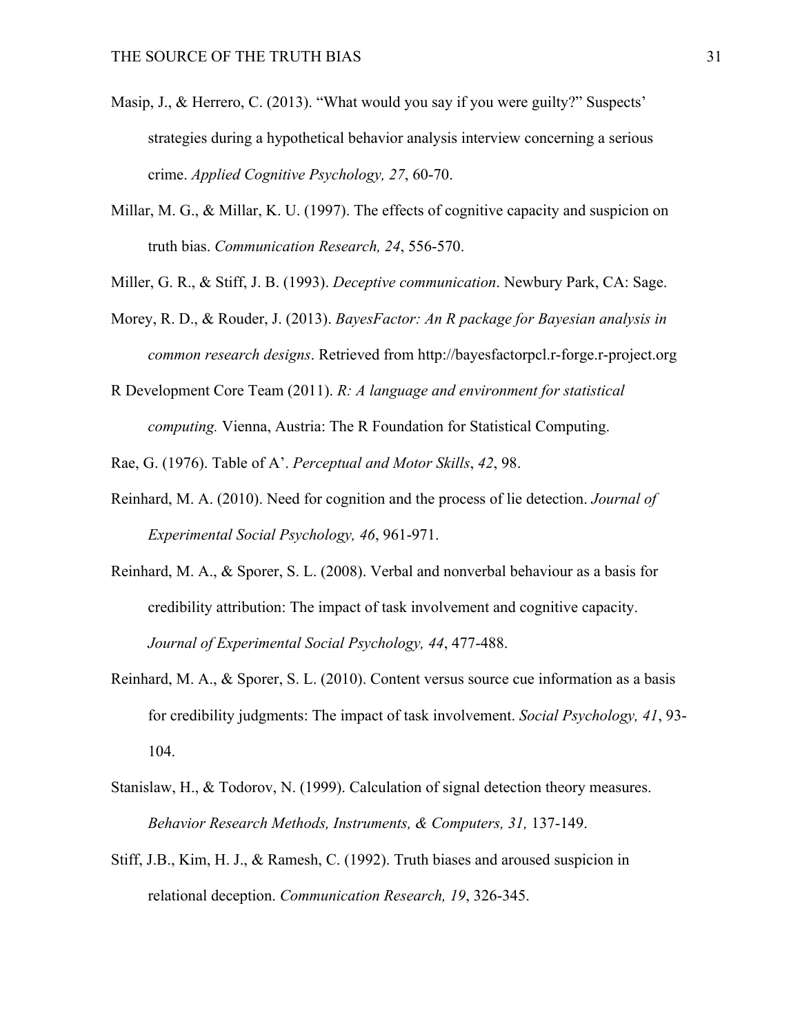Masip, J., & Herrero, C. (2013). "What would you say if you were guilty?" Suspects' strategies during a hypothetical behavior analysis interview concerning a serious crime. *Applied Cognitive Psychology, 27*, 60-70.

Millar, M. G., & Millar, K. U. (1997). The effects of cognitive capacity and suspicion on truth bias. *Communication Research, 24*, 556-570.

Miller, G. R., & Stiff, J. B. (1993). *Deceptive communication*. Newbury Park, CA: Sage.

Morey, R. D., & Rouder, J. (2013). *BayesFactor: An R package for Bayesian analysis in common research designs*. Retrieved from http://bayesfactorpcl.r-forge.r-project.org

R Development Core Team (2011). *R: A language and environment for statistical computing.* Vienna, Austria: The R Foundation for Statistical Computing.

Rae, G. (1976). Table of A'. *Perceptual and Motor Skills*, *42*, 98.

Reinhard, M. A. (2010). Need for cognition and the process of lie detection. *Journal of Experimental Social Psychology, 46*, 961-971.

Reinhard, M. A., & Sporer, S. L. (2008). Verbal and nonverbal behaviour as a basis for credibility attribution: The impact of task involvement and cognitive capacity. *Journal of Experimental Social Psychology, 44*, 477-488.

Reinhard, M. A., & Sporer, S. L. (2010). Content versus source cue information as a basis for credibility judgments: The impact of task involvement. *Social Psychology, 41*, 93-104.

Stanislaw, H., & Todorov, N. (1999). Calculation of signal detection theory measures. *Behavior Research Methods, Instruments, & Computers, 31,* 137-149.

Stiff, J.B., Kim, H. J., & Ramesh, C. (1992). Truth biases and aroused suspicion in relational deception. *Communication Research, 19*, 326-345.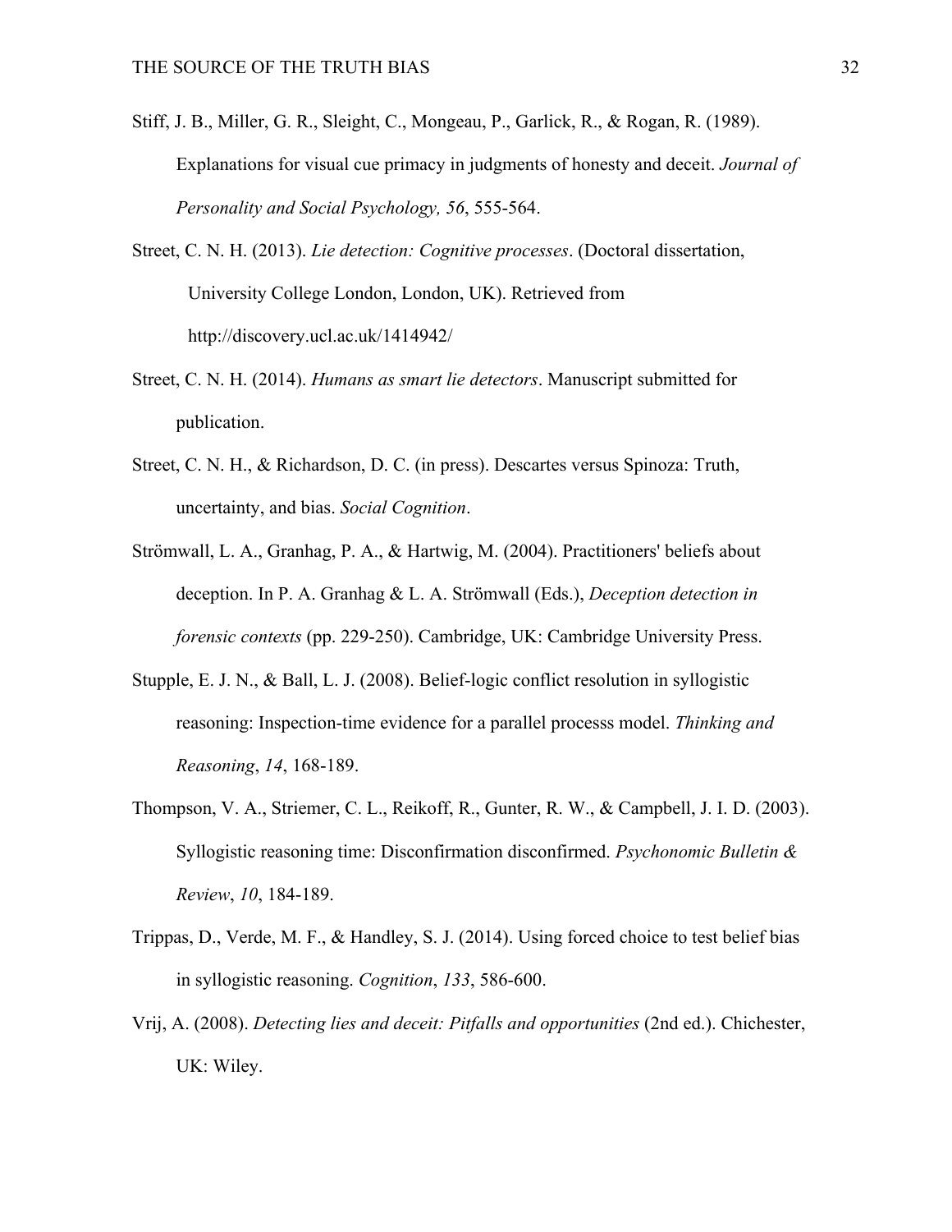Stiff, J. B., Miller, G. R., Sleight, C., Mongeau, P., Garlick, R., & Rogan, R. (1989). Explanations for visual cue primacy in judgments of honesty and deceit. *Journal of Personality and Social Psychology, 56*, 555-564.

Street, C. N. H. (2013). *Lie detection: Cognitive processes*. (Doctoral dissertation, University College London, London, UK). Retrieved from http://discovery.ucl.ac.uk/1414942/

Street, C. N. H. (2014). *Humans as smart lie detectors*. Manuscript submitted for publication.

Street, C. N. H., & Richardson, D. C. (in press). Descartes versus Spinoza: Truth, uncertainty, and bias. *Social Cognition*.

Strömwall, L. A., Granhag, P. A., & Hartwig, M. (2004). Practitioners' beliefs about deception. In P. A. Granhag & L. A. Strömwall (Eds.), *Deception detection in forensic contexts* (pp. 229-250). Cambridge, UK: Cambridge University Press.

Stupple, E. J. N., & Ball, L. J. (2008). Belief-logic conflict resolution in syllogistic reasoning: Inspection-time evidence for a parallel processs model. *Thinking and Reasoning*, *14*, 168-189.

Thompson, V. A., Striemer, C. L., Reikoff, R., Gunter, R. W., & Campbell, J. I. D. (2003). Syllogistic reasoning time: Disconfirmation disconfirmed. *Psychonomic Bulletin & Review*, *10*, 184-189.

Trippas, D., Verde, M. F., & Handley, S. J. (2014). Using forced choice to test belief bias in syllogistic reasoning. *Cognition*, *133*, 586-600.

Vrij, A. (2008). *Detecting lies and deceit: Pitfalls and opportunities* (2nd ed.). Chichester, UK: Wiley.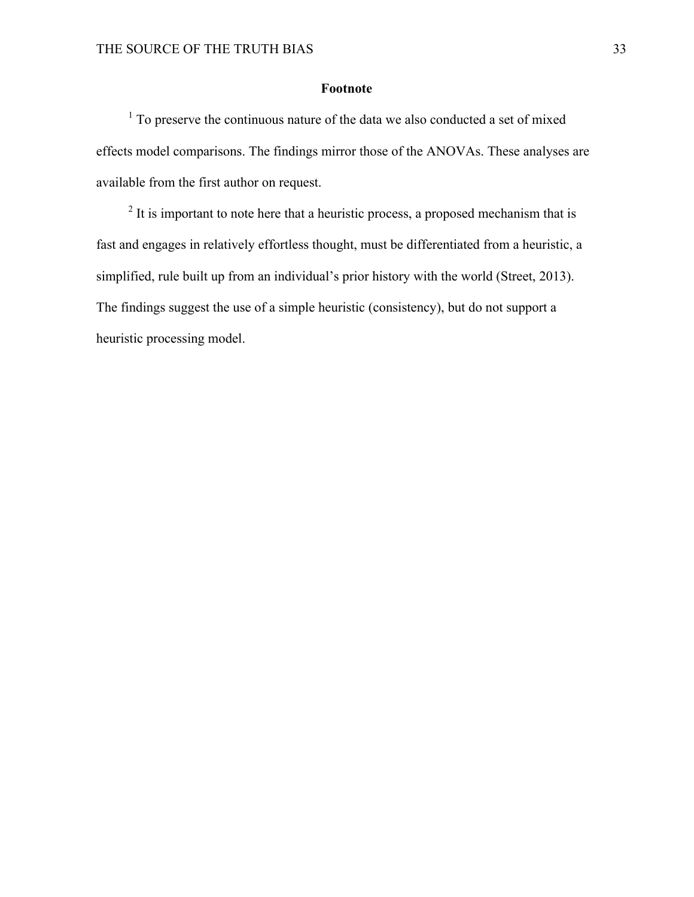# Footnote

[1] To preserve the continuous nature of the data we also conducted a set of mixed effects model comparisons. The findings mirror those of the ANOVAs. These analyses are available from the first author on request.

[2] It is important to note here that a heuristic process, a proposed mechanism that is fast and engages in relatively effortless thought, must be differentiated from a heuristic, a simplified, rule built up from an individual's prior history with the world (Street, 2013). The findings suggest the use of a simple heuristic (consistency), but do not support a heuristic processing model.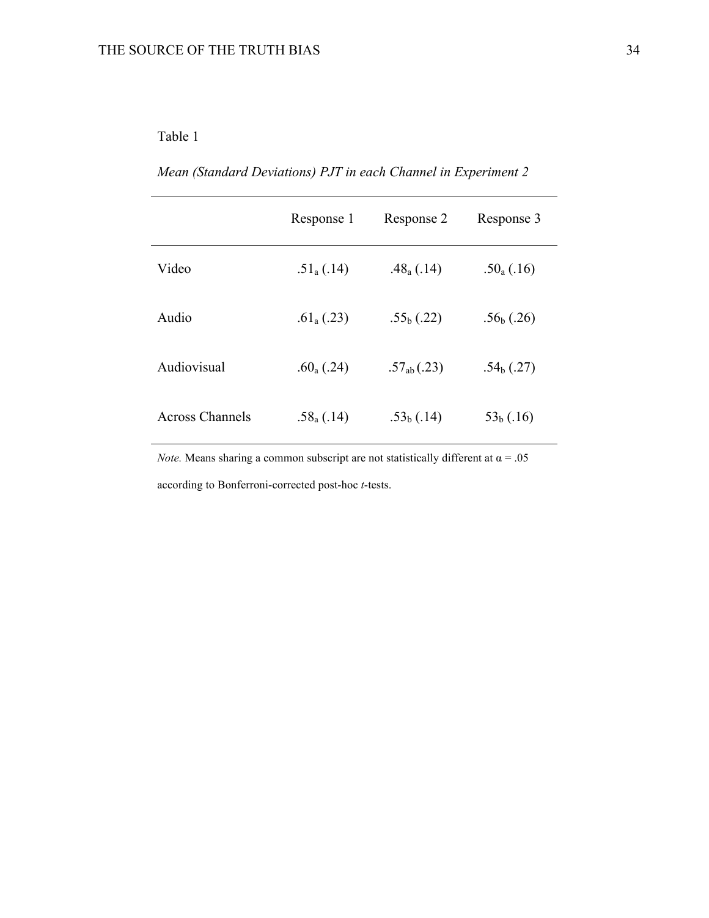Table 1

*Mean (Standard Deviations) PJT in each Channel in Experiment 2*

| | Response 1 | Response 2 | Response 3 |
|---|---|---|---|
| Video | $.51_{a}$ (.14) | $.48_{a}$ (.14) | $.50_{a}$ (.16) |
| Audio | $.61_{a}$ (.23) | $.55_{b}$ (.22) | $.56_{b}$ (.26) |
| Audiovisual | $.60_{a}$ (.24) | $.57_{ab}$ (.23) | $.54_{b}$ (.27) |
| Across Channels | $.58_{a}$ (.14) | $.53_{b}$ (.14) | $53_{b}$ (.16) |

*Note.* Means sharing a common subscript are not statistically different at $\alpha = .05$ according to Bonferroni-corrected post-hoc *t*-tests.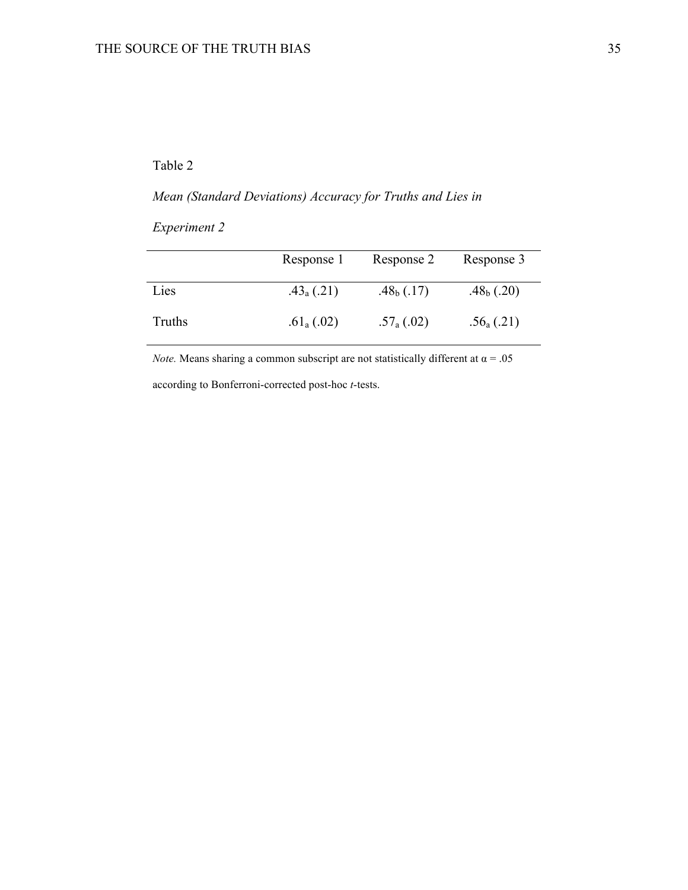Table 2

*Mean (Standard Deviations) Accuracy for Truths and Lies in Experiment 2*

| | Response 1 | Response 2 | Response 3 |
|---|---|---|---|
| Lies | $.43_a$ (.21) | $.48_b$ (.17) | $.48_b$ (.20) |
| Truths | $.61_a$ (.02) | $.57_a$ (.02) | $.56_a$ (.21) |

*Note.* Means sharing a common subscript are not statistically different at $\alpha = .05$ according to Bonferroni-corrected post-hoc *t*-tests.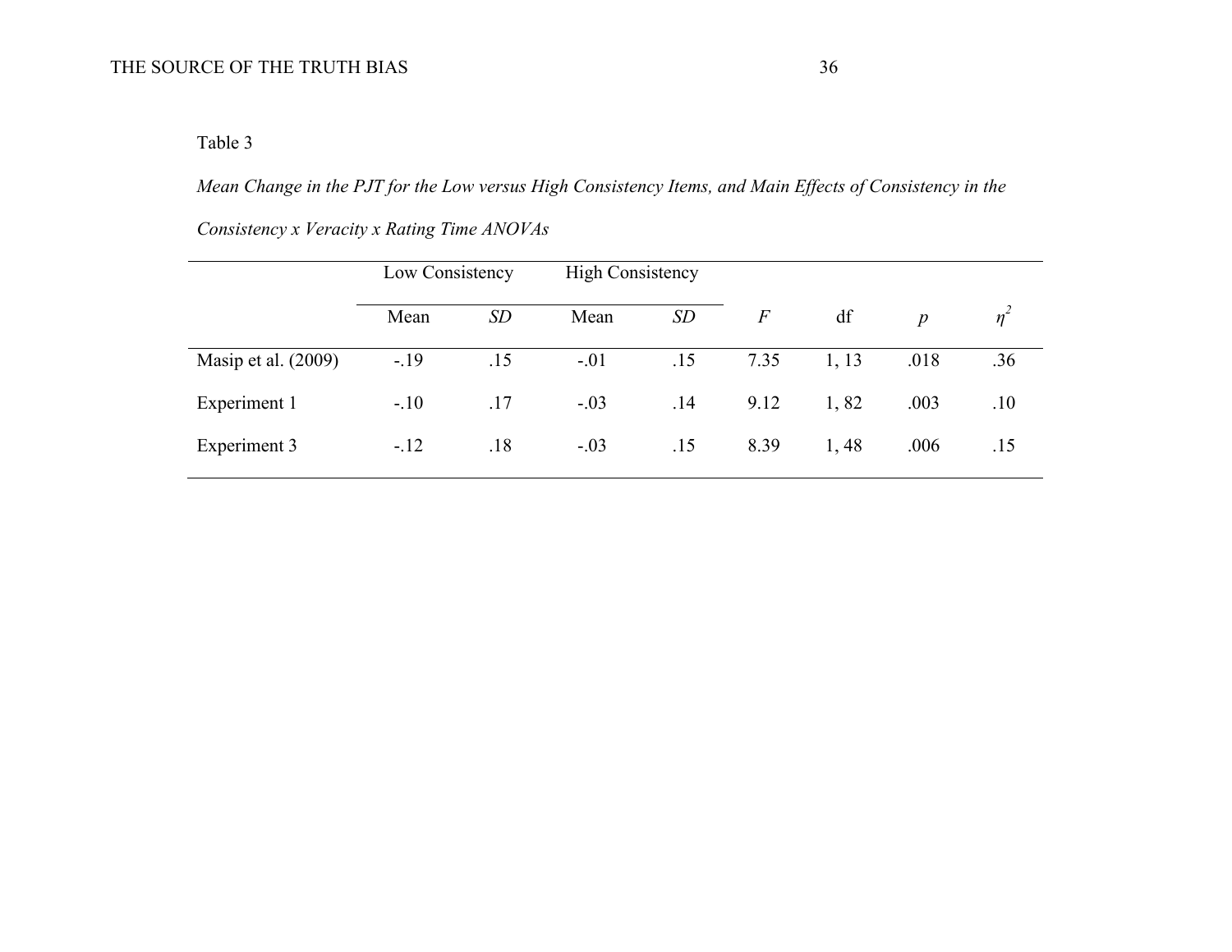Table 3

*Mean Change in the PJT for the Low versus High Consistency Items, and Main Effects of Consistency in the Consistency x Veracity x Rating Time ANOVAs*

| | Low Consistency | | High Consistency | | | | | |
|---|---|---|---|---|---|---|---|---|
| | Mean | *SD* | Mean | *SD* | *F* | df | *p* | $\eta^2$ |
| Masip et al. (2009) | -.19 | .15 | -.01 | .15 | 7.35 | 1, 13 | .018 | .36 |
| Experiment 1 | -.10 | .17 | -.03 | .14 | 9.12 | 1, 82 | .003 | .10 |
| Experiment 3 | -.12 | .18 | -.03 | .15 | 8.39 | 1, 48 | .006 | .15 |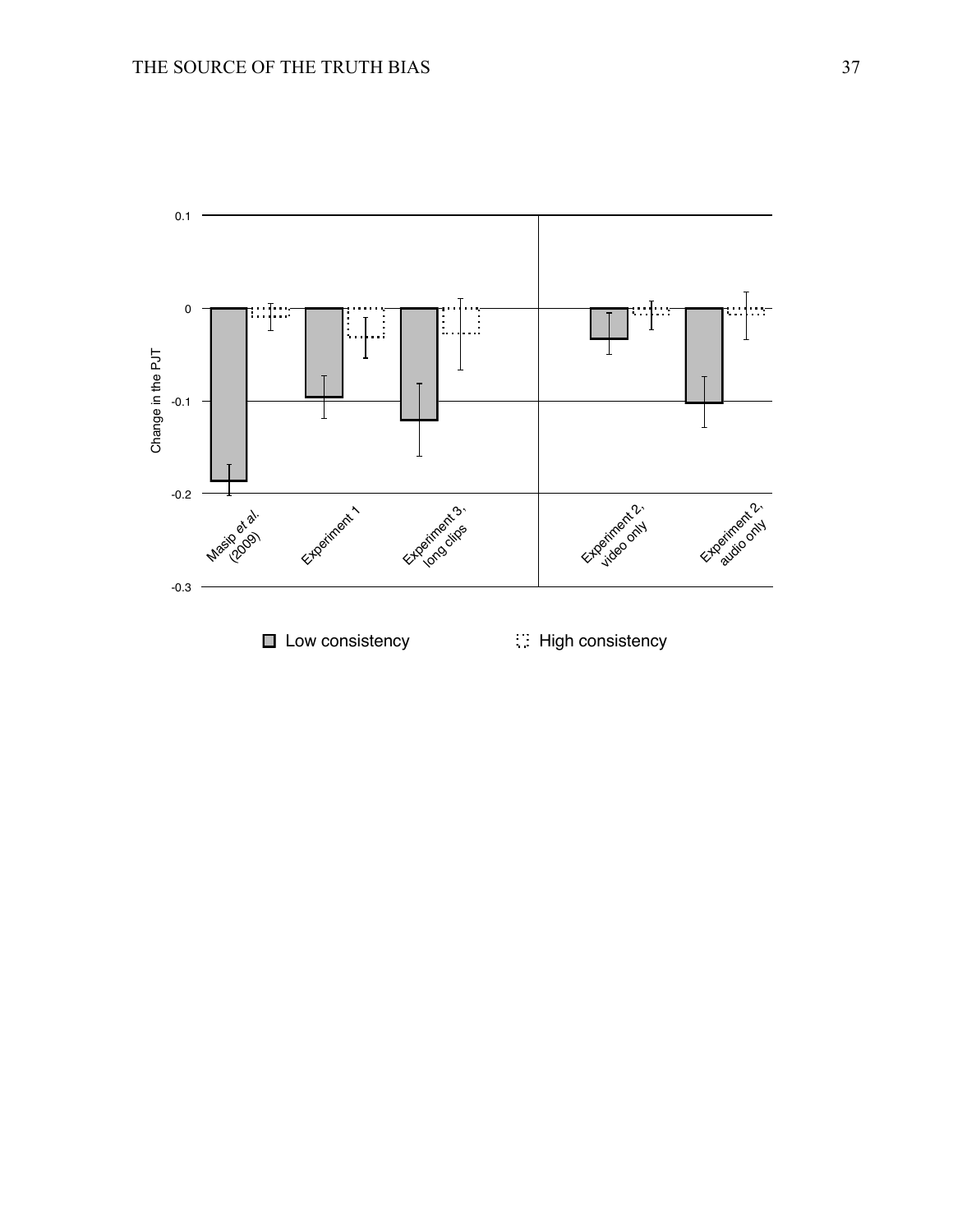Change in the PJT

0.1

0

-0.1

-0.2

-0.3

Masip *et al.* (2009)

Experiment 1

Experiment 3, long clips

Experiment 2, video only

Experiment 2, audio only

Low consistency

High consistency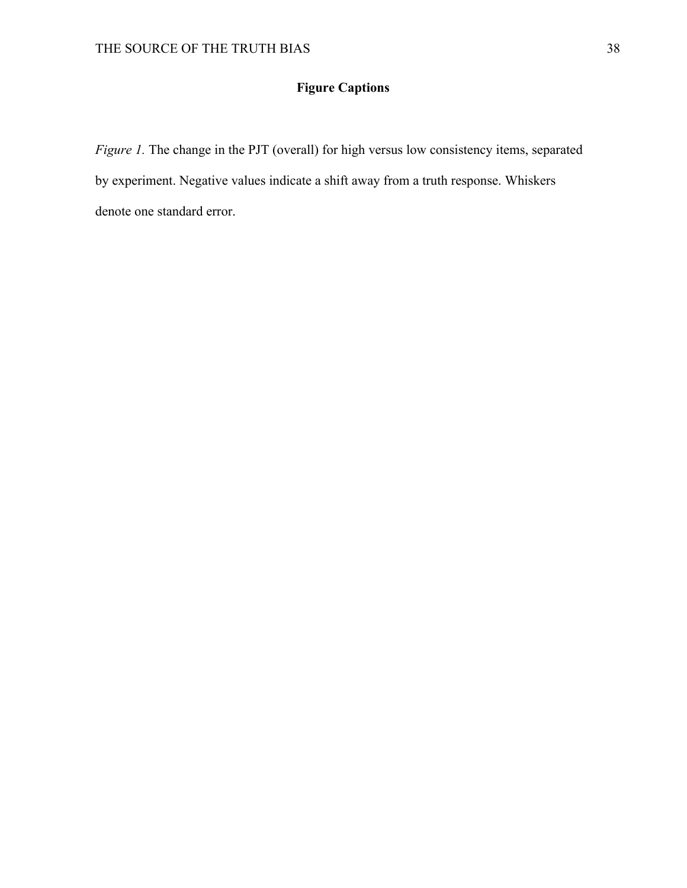# **Figure Captions**

*Figure 1*. The change in the PJT (overall) for high versus low consistency items, separated by experiment. Negative values indicate a shift away from a truth response. Whiskers denote one standard error.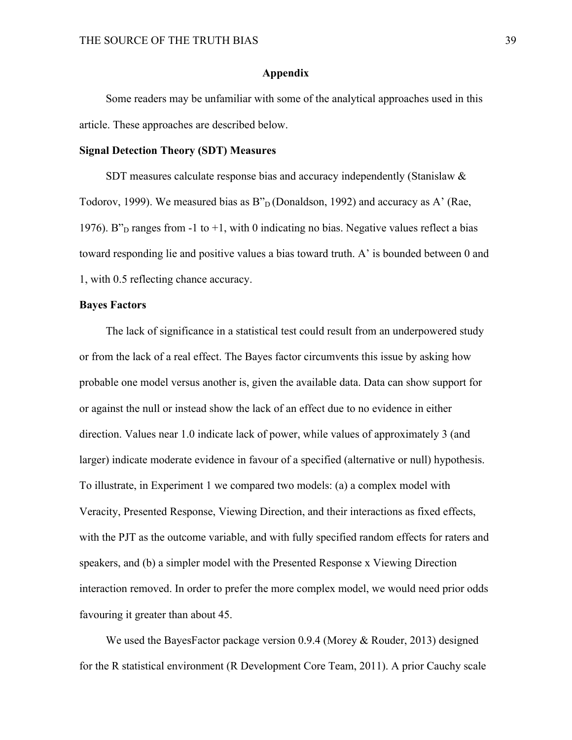## Appendix

Some readers may be unfamiliar with some of the analytical approaches used in this article. These approaches are described below.

### Signal Detection Theory (SDT) Measures

SDT measures calculate response bias and accuracy independently (Stanislaw & Todorov, 1999). We measured bias as $B''_D$ (Donaldson, 1992) and accuracy as A' (Rae, 1976). $B''_D$ ranges from -1 to +1, with 0 indicating no bias. Negative values reflect a bias toward responding lie and positive values a bias toward truth. A' is bounded between 0 and 1, with 0.5 reflecting chance accuracy.

### Bayes Factors

The lack of significance in a statistical test could result from an underpowered study or from the lack of a real effect. The Bayes factor circumvents this issue by asking how probable one model versus another is, given the available data. Data can show support for or against the null or instead show the lack of an effect due to no evidence in either direction. Values near 1.0 indicate lack of power, while values of approximately 3 (and larger) indicate moderate evidence in favour of a specified (alternative or null) hypothesis. To illustrate, in Experiment 1 we compared two models: (a) a complex model with Veracity, Presented Response, Viewing Direction, and their interactions as fixed effects, with the PJT as the outcome variable, and with fully specified random effects for raters and speakers, and (b) a simpler model with the Presented Response x Viewing Direction interaction removed. In order to prefer the more complex model, we would need prior odds favouring it greater than about 45.

We used the BayesFactor package version 0.9.4 (Morey & Rouder, 2013) designed for the R statistical environment (R Development Core Team, 2011). A prior Cauchy scale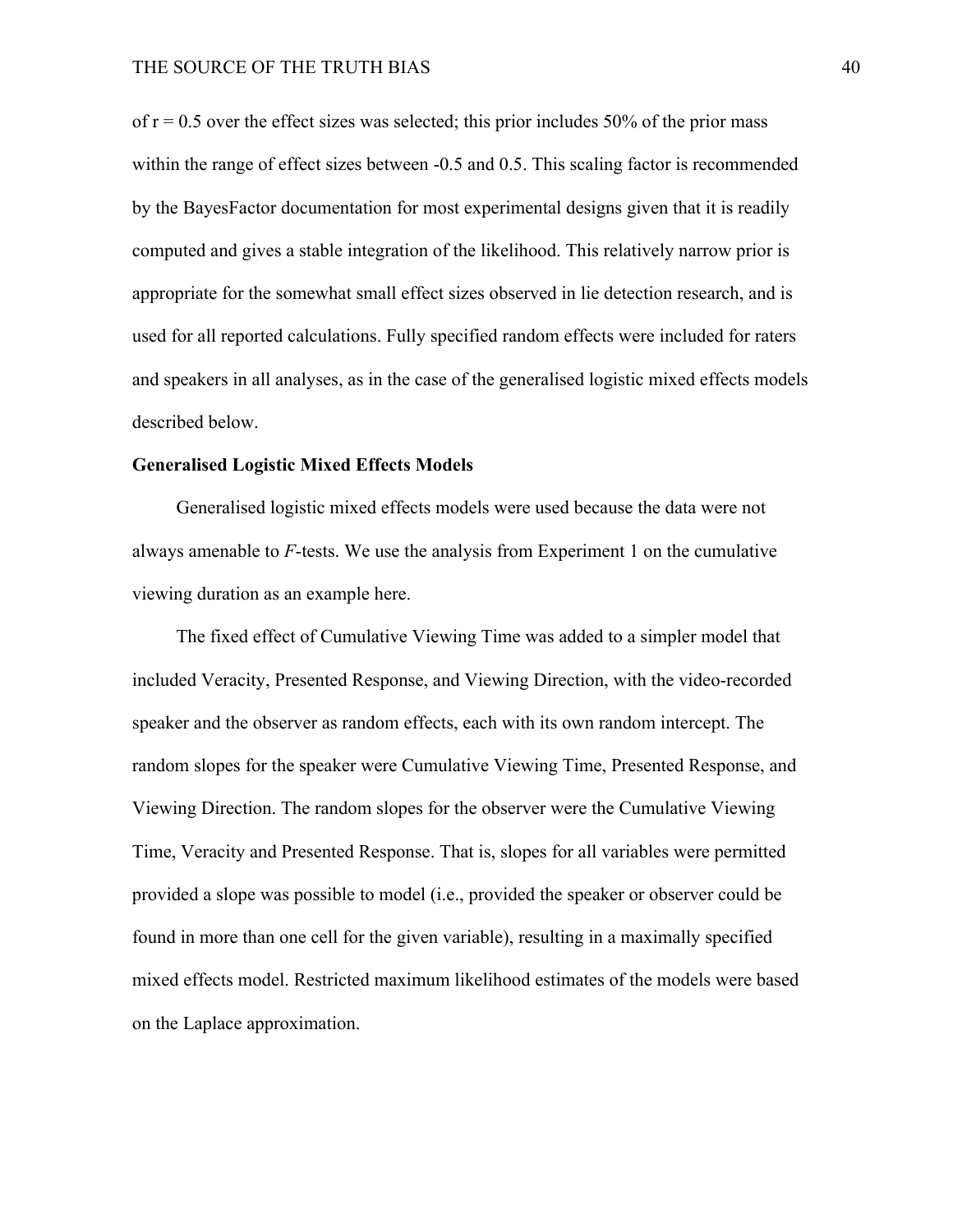of r = 0.5 over the effect sizes was selected; this prior includes 50% of the prior mass within the range of effect sizes between -0.5 and 0.5. This scaling factor is recommended by the BayesFactor documentation for most experimental designs given that it is readily computed and gives a stable integration of the likelihood. This relatively narrow prior is appropriate for the somewhat small effect sizes observed in lie detection research, and is used for all reported calculations. Fully specified random effects were included for raters and speakers in all analyses, as in the case of the generalised logistic mixed effects models described below.

**Generalised Logistic Mixed Effects Models**

Generalised logistic mixed effects models were used because the data were not always amenable to *F*-tests. We use the analysis from Experiment 1 on the cumulative viewing duration as an example here.

The fixed effect of Cumulative Viewing Time was added to a simpler model that included Veracity, Presented Response, and Viewing Direction, with the video-recorded speaker and the observer as random effects, each with its own random intercept. The random slopes for the speaker were Cumulative Viewing Time, Presented Response, and Viewing Direction. The random slopes for the observer were the Cumulative Viewing Time, Veracity and Presented Response. That is, slopes for all variables were permitted provided a slope was possible to model (i.e., provided the speaker or observer could be found in more than one cell for the given variable), resulting in a maximally specified mixed effects model. Restricted maximum likelihood estimates of the models were based on the Laplace approximation.